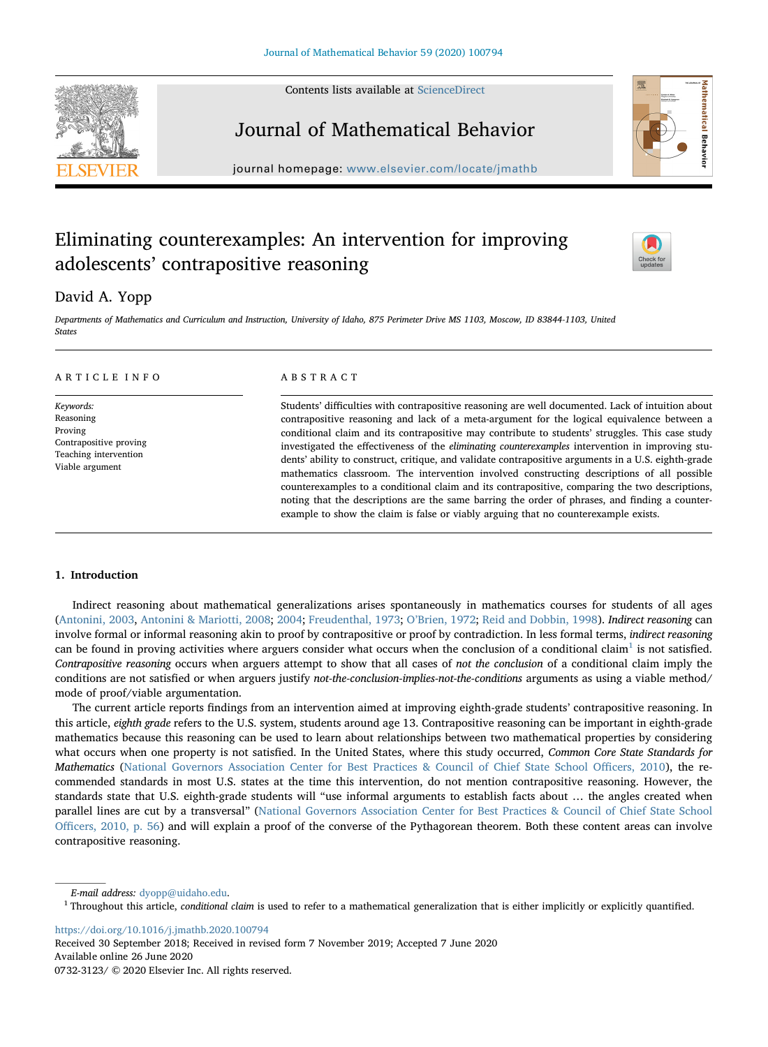# Eliminating counterexamples: An intervention for improving adolescents' contrapositive reasoning

David A. Yopp

*Departments of Mathematics and Curriculum and Instruction, University of Idaho, 875 Perimeter Drive MS 1103, Moscow, ID 83844-1103, United States*

## ARTICLE INFO

*Keywords:*
Reasoning
Proving
Contrapositive proving
Teaching intervention
Viable argument

## ABSTRACT

Students' difficulties with contrapositive reasoning are well documented. Lack of intuition about contrapositive reasoning and lack of a meta-argument for the logical equivalence between a conditional claim and its contrapositive may contribute to students' struggles. This case study investigated the effectiveness of the *eliminating counterexamples* intervention in improving students' ability to construct, critique, and validate contrapositive arguments in a U.S. eighth-grade mathematics classroom. The intervention involved constructing descriptions of all possible counterexamples to a conditional claim and its contrapositive, comparing the two descriptions, noting that the descriptions are the same barring the order of phrases, and finding a counterexample to show the claim is false or viably arguing that no counterexample exists.

## 1. Introduction

Indirect reasoning about mathematical generalizations arises spontaneously in mathematics courses for students of all ages (Antonini, 2003, Antonini & Mariotti, 2008; 2004; Freudenthal, 1973; O'Brien, 1972; Reid and Dobbin, 1998). *Indirect reasoning* can involve formal or informal reasoning akin to proof by contrapositive or proof by contradiction. In less formal terms, *indirect reasoning* can be found in proving activities where arguers consider what occurs when the conclusion of a conditional claim[1] is not satisfied. *Contrapositive reasoning* occurs when arguers attempt to show that all cases of *not the conclusion* of a conditional claim imply the conditions are not satisfied or when arguers justify *not-the-conclusion-implies-not-the-conditions* arguments as using a viable method/mode of proof/viable argumentation.

The current article reports findings from an intervention aimed at improving eighth-grade students' contrapositive reasoning. In this article, *eighth grade* refers to the U.S. system, students around age 13. Contrapositive reasoning can be important in eighth-grade mathematics because this reasoning can be used to learn about relationships between two mathematical properties by considering what occurs when one property is not satisfied. In the United States, where this study occurred, *Common Core State Standards for Mathematics* (National Governors Association Center for Best Practices & Council of Chief State School Officers, 2010), the recommended standards in most U.S. states at the time this intervention, do not mention contrapositive reasoning. However, the standards state that U.S. eighth-grade students will "use informal arguments to establish facts about … the angles created when parallel lines are cut by a transversal" (National Governors Association Center for Best Practices & Council of Chief State School Officers, 2010, p. 56) and will explain a proof of the converse of the Pythagorean theorem. Both these content areas can involve contrapositive reasoning.

---

*E-mail address:* dyopp@uidaho.edu.

[1] Throughout this article, *conditional claim* is used to refer to a mathematical generalization that is either implicitly or explicitly quantified.

https://doi.org/10.1016/j.jmathb.2020.100794
Received 30 September 2018; Received in revised form 7 November 2019; Accepted 7 June 2020
Available online 26 June 2020
0732-3123/ © 2020 Elsevier Inc. All rights reserved.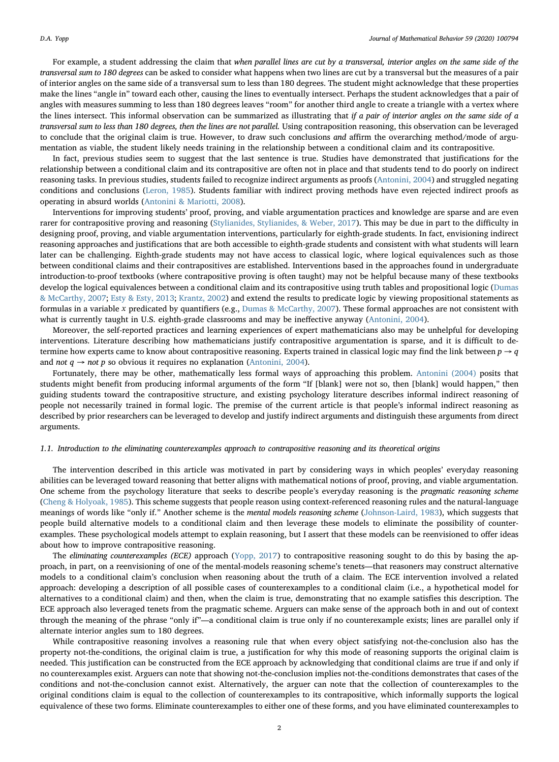For example, a student addressing the claim that *when parallel lines are cut by a transversal, interior angles on the same side of the transversal sum to 180 degrees* can be asked to consider what happens when two lines are cut by a transversal but the measures of a pair of interior angles on the same side of a transversal sum to less than 180 degrees. The student might acknowledge that these properties make the lines "angle in" toward each other, causing the lines to eventually intersect. Perhaps the student acknowledges that a pair of angles with measures summing to less than 180 degrees leaves "room" for another third angle to create a triangle with a vertex where the lines intersect. This informal observation can be summarized as illustrating that *if a pair of interior angles on the same side of a transversal sum to less than 180 degrees, then the lines are not parallel.* Using contraposition reasoning, this observation can be leveraged to conclude that the original claim is true. However, to draw such conclusions *and* affirm the overarching method/mode of argumentation as viable, the student likely needs training in the relationship between a conditional claim and its contrapositive.

In fact, previous studies seem to suggest that the last sentence is true. Studies have demonstrated that justifications for the relationship between a conditional claim and its contrapositive are often not in place and that students tend to do poorly on indirect reasoning tasks. In previous studies, students failed to recognize indirect arguments as proofs (Antonini, 2004) and struggled negating conditions and conclusions (Leron, 1985). Students familiar with indirect proving methods have even rejected indirect proofs as operating in absurd worlds (Antonini & Mariotti, 2008).

Interventions for improving students' proof, proving, and viable argumentation practices and knowledge are sparse and are even rarer for contrapositive proving and reasoning (Stylianides, Stylianides, & Weber, 2017). This may be due in part to the difficulty in designing proof, proving, and viable argumentation interventions, particularly for eighth-grade students. In fact, envisioning indirect reasoning approaches and justifications that are both accessible to eighth-grade students and consistent with what students will learn later can be challenging. Eighth-grade students may not have access to classical logic, where logical equivalences such as those between conditional claims and their contrapositives are established. Interventions based in the approaches found in undergraduate introduction-to-proof textbooks (where contrapositive proving is often taught) may not be helpful because many of these textbooks develop the logical equivalences between a conditional claim and its contrapositive using truth tables and propositional logic (Dumas & McCarthy, 2007; Esty & Esty, 2013; Krantz, 2002) and extend the results to predicate logic by viewing propositional statements as formulas in a variable $x$ predicated by quantifiers (e.g., Dumas & McCarthy, 2007). These formal approaches are not consistent with what is currently taught in U.S. eighth-grade classrooms and may be ineffective anyway (Antonini, 2004).

Moreover, the self-reported practices and learning experiences of expert mathematicians also may be unhelpful for developing interventions. Literature describing how mathematicians justify contrapositive argumentation is sparse, and it is difficult to determine how experts came to know about contrapositive reasoning. Experts trained in classical logic may find the link between $p \rightarrow q$ and *not* $q \rightarrow$ *not* $p$ so obvious it requires no explanation (Antonini, 2004).

Fortunately, there may be other, mathematically less formal ways of approaching this problem. Antonini (2004) posits that students might benefit from producing informal arguments of the form "If [blank] were not so, then [blank] would happen," then guiding students toward the contrapositive structure, and existing psychology literature describes informal indirect reasoning of people not necessarily trained in formal logic. The premise of the current article is that people's informal indirect reasoning as described by prior researchers can be leveraged to develop and justify indirect arguments and distinguish these arguments from direct arguments.

### 1.1. Introduction to the eliminating counterexamples approach to contrapositive reasoning and its theoretical origins

The intervention described in this article was motivated in part by considering ways in which peoples' everyday reasoning abilities can be leveraged toward reasoning that better aligns with mathematical notions of proof, proving, and viable argumentation. One scheme from the psychology literature that seeks to describe people's everyday reasoning is the *pragmatic reasoning scheme* (Cheng & Holyoak, 1985). This scheme suggests that people reason using context-referenced reasoning rules and the natural-language meanings of words like "only if." Another scheme is the *mental models reasoning scheme* (Johnson-Laird, 1983), which suggests that people build alternative models to a conditional claim and then leverage these models to eliminate the possibility of counterexamples. These psychological models attempt to explain reasoning, but I assert that these models can be reenvisioned to offer ideas about how to improve contrapositive reasoning.

The *eliminating counterexamples (ECE)* approach (Yopp, 2017) to contrapositive reasoning sought to do this by basing the approach, in part, on a reenvisioning of one of the mental-models reasoning scheme's tenets—that reasoners may construct alternative models to a conditional claim's conclusion when reasoning about the truth of a claim. The ECE intervention involved a related approach: developing a description of all possible cases of counterexamples to a conditional claim (i.e., a hypothetical model for alternatives to a conditional claim) and then, when the claim is true, demonstrating that no example satisfies this description. The ECE approach also leveraged tenets from the pragmatic scheme. Arguers can make sense of the approach both in and out of context through the meaning of the phrase "only if"—a conditional claim is true only if no counterexample exists; lines are parallel only if alternate interior angles sum to 180 degrees.

While contrapositive reasoning involves a reasoning rule that when every object satisfying not-the-conclusion also has the property not-the-conditions, the original claim is true, a justification for why this mode of reasoning supports the original claim is needed. This justification can be constructed from the ECE approach by acknowledging that conditional claims are true if and only if no counterexamples exist. Arguers can note that showing not-the-conclusion implies not-the-conditions demonstrates that cases of the conditions and not-the-conclusion cannot exist. Alternatively, the arguer can note that the collection of counterexamples to the original conditions claim is equal to the collection of counterexamples to its contrapositive, which informally supports the logical equivalence of these two forms. Eliminate counterexamples to either one of these forms, and you have eliminated counterexamples to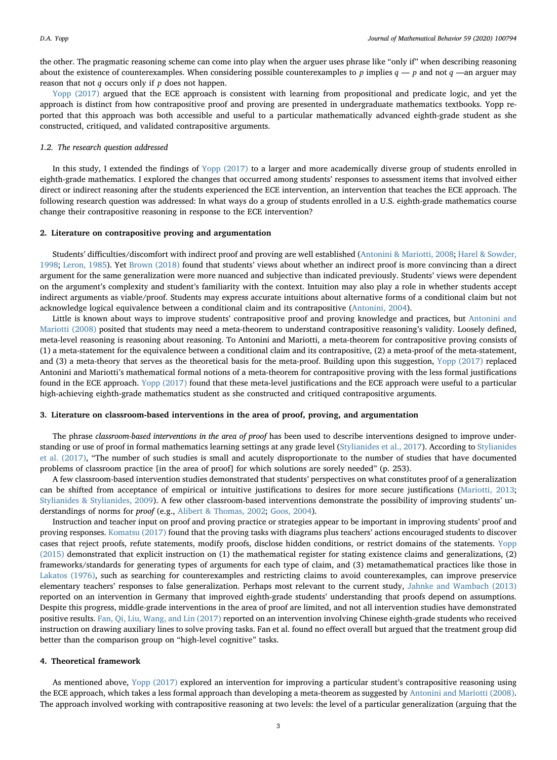the other. The pragmatic reasoning scheme can come into play when the arguer uses phrase like "only if" when describing reasoning about the existence of counterexamples. When considering possible counterexamples to $p$ implies $q$ — $p$ and not $q$ —an arguer may reason that not $q$ occurs only if $p$ does not happen.

Yopp (2017) argued that the ECE approach is consistent with learning from propositional and predicate logic, and yet the approach is distinct from how contrapositive proof and proving are presented in undergraduate mathematics textbooks. Yopp reported that this approach was both accessible and useful to a particular mathematically advanced eighth-grade student as she constructed, critiqued, and validated contrapositive arguments.

### 1.2. The research question addressed

In this study, I extended the findings of Yopp (2017) to a larger and more academically diverse group of students enrolled in eighth-grade mathematics. I explored the changes that occurred among students' responses to assessment items that involved either direct or indirect reasoning after the students experienced the ECE intervention, an intervention that teaches the ECE approach. The following research question was addressed: In what ways do a group of students enrolled in a U.S. eighth-grade mathematics course change their contrapositive reasoning in response to the ECE intervention?

## 2. Literature on contrapositive proving and argumentation

Students' difficulties/discomfort with indirect proof and proving are well established (Antonini & Mariotti, 2008; Harel & Sowder, 1998; Leron, 1985). Yet Brown (2018) found that students' views about whether an indirect proof is more convincing than a direct argument for the same generalization were more nuanced and subjective than indicated previously. Students' views were dependent on the argument's complexity and student's familiarity with the context. Intuition may also play a role in whether students accept indirect arguments as viable/proof. Students may express accurate intuitions about alternative forms of a conditional claim but not acknowledge logical equivalence between a conditional claim and its contrapositive (Antonini, 2004).

Little is known about ways to improve students' contrapositive proof and proving knowledge and practices, but Antonini and Mariotti (2008) posited that students may need a meta-theorem to understand contrapositive reasoning's validity. Loosely defined, meta-level reasoning is reasoning about reasoning. To Antonini and Mariotti, a meta-theorem for contrapositive proving consists of (1) a meta-statement for the equivalence between a conditional claim and its contrapositive, (2) a meta-proof of the meta-statement, and (3) a meta-theory that serves as the theoretical basis for the meta-proof. Building upon this suggestion, Yopp (2017) replaced Antonini and Mariotti's mathematical formal notions of a meta-theorem for contrapositive proving with the less formal justifications found in the ECE approach. Yopp (2017) found that these meta-level justifications and the ECE approach were useful to a particular high-achieving eighth-grade mathematics student as she constructed and critiqued contrapositive arguments.

## 3. Literature on classroom-based interventions in the area of proof, proving, and argumentation

The phrase *classroom-based interventions in the area of proof* has been used to describe interventions designed to improve understanding or use of proof in formal mathematics learning settings at any grade level (Stylianides et al., 2017). According to Stylianides et al. (2017), "The number of such studies is small and acutely disproportionate to the number of studies that have documented problems of classroom practice [in the area of proof] for which solutions are sorely needed" (p. 253).

A few classroom-based intervention studies demonstrated that students' perspectives on what constitutes proof of a generalization can be shifted from acceptance of empirical or intuitive justifications to desires for more secure justifications (Mariotti, 2013; Stylianides & Stylianides, 2009). A few other classroom-based interventions demonstrate the possibility of improving students' understandings of norms for *proof* (e.g., Alibert & Thomas, 2002; Goos, 2004).

Instruction and teacher input on proof and proving practice or strategies appear to be important in improving students' proof and proving responses. Komatsu (2017) found that the proving tasks with diagrams plus teachers' actions encouraged students to discover cases that reject proofs, refute statements, modify proofs, disclose hidden conditions, or restrict domains of the statements. Yopp (2015) demonstrated that explicit instruction on (1) the mathematical register for stating existence claims and generalizations, (2) frameworks/standards for generating types of arguments for each type of claim, and (3) metamathematical practices like those in Lakatos (1976), such as searching for counterexamples and restricting claims to avoid counterexamples, can improve preservice elementary teachers' responses to false generalization. Perhaps most relevant to the current study, Jahnke and Wambach (2013) reported on an intervention in Germany that improved eighth-grade students' understanding that proofs depend on assumptions. Despite this progress, middle-grade interventions in the area of proof are limited, and not all intervention studies have demonstrated positive results. Fan, Qi, Liu, Wang, and Lin (2017) reported on an intervention involving Chinese eighth-grade students who received instruction on drawing auxiliary lines to solve proving tasks. Fan et al. found no effect overall but argued that the treatment group did better than the comparison group on "high-level cognitive" tasks.

## 4. Theoretical framework

As mentioned above, Yopp (2017) explored an intervention for improving a particular student's contrapositive reasoning using the ECE approach, which takes a less formal approach than developing a meta-theorem as suggested by Antonini and Mariotti (2008). The approach involved working with contrapositive reasoning at two levels: the level of a particular generalization (arguing that the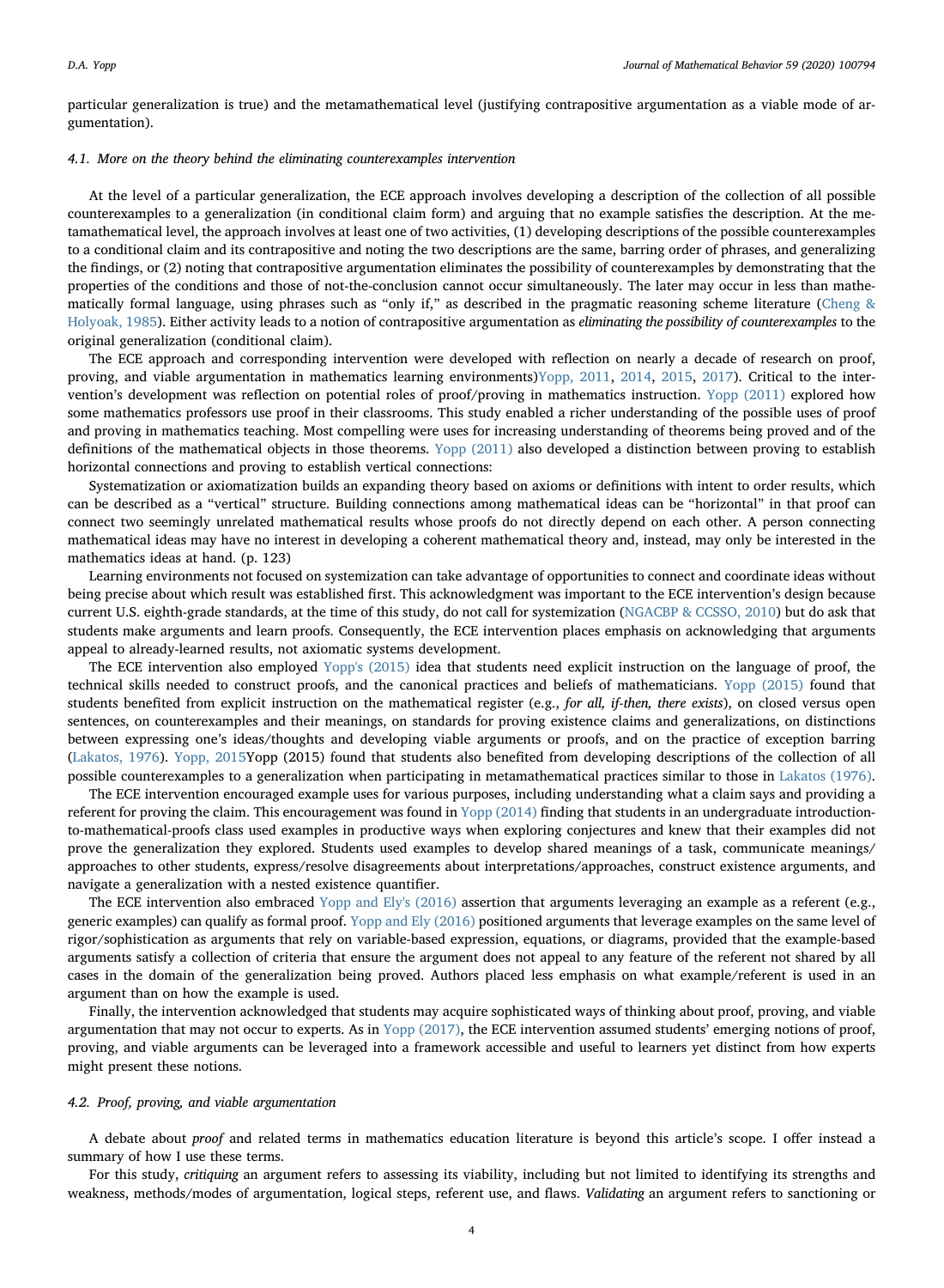particular generalization is true) and the metamathematical level (justifying contrapositive argumentation as a viable mode of argumentation).

### 4.1. More on the theory behind the eliminating counterexamples intervention

At the level of a particular generalization, the ECE approach involves developing a description of the collection of all possible counterexamples to a generalization (in conditional claim form) and arguing that no example satisfies the description. At the metamathematical level, the approach involves at least one of two activities, (1) developing descriptions of the possible counterexamples to a conditional claim and its contrapositive and noting the two descriptions are the same, barring order of phrases, and generalizing the findings, or (2) noting that contrapositive argumentation eliminates the possibility of counterexamples by demonstrating that the properties of the conditions and those of not-the-conclusion cannot occur simultaneously. The later may occur in less than mathematically formal language, using phrases such as "only if," as described in the pragmatic reasoning scheme literature (Cheng & Holyoak, 1985). Either activity leads to a notion of contrapositive argumentation as *eliminating the possibility of counterexamples* to the original generalization (conditional claim).

The ECE approach and corresponding intervention were developed with reflection on nearly a decade of research on proof, proving, and viable argumentation in mathematics learning environments)Yopp, 2011, 2014, 2015, 2017). Critical to the intervention's development was reflection on potential roles of proof/proving in mathematics instruction. Yopp (2011) explored how some mathematics professors use proof in their classrooms. This study enabled a richer understanding of the possible uses of proof and proving in mathematics teaching. Most compelling were uses for increasing understanding of theorems being proved and of the definitions of the mathematical objects in those theorems. Yopp (2011) also developed a distinction between proving to establish horizontal connections and proving to establish vertical connections:

Systematization or axiomatization builds an expanding theory based on axioms or definitions with intent to order results, which can be described as a "vertical" structure. Building connections among mathematical ideas can be "horizontal" in that proof can connect two seemingly unrelated mathematical results whose proofs do not directly depend on each other. A person connecting mathematical ideas may have no interest in developing a coherent mathematical theory and, instead, may only be interested in the mathematics ideas at hand. (p. 123)

Learning environments not focused on systemization can take advantage of opportunities to connect and coordinate ideas without being precise about which result was established first. This acknowledgment was important to the ECE intervention's design because current U.S. eighth-grade standards, at the time of this study, do not call for systemization (NGACBP & CCSSO, 2010) but do ask that students make arguments and learn proofs. Consequently, the ECE intervention places emphasis on acknowledging that arguments appeal to already-learned results, not axiomatic systems development.

The ECE intervention also employed Yopp's (2015) idea that students need explicit instruction on the language of proof, the technical skills needed to construct proofs, and the canonical practices and beliefs of mathematicians. Yopp (2015) found that students benefited from explicit instruction on the mathematical register (e.g., *for all, if-then, there exists*), on closed versus open sentences, on counterexamples and their meanings, on standards for proving existence claims and generalizations, on distinctions between expressing one's ideas/thoughts and developing viable arguments or proofs, and on the practice of exception barring (Lakatos, 1976). Yopp, 2015Yopp (2015) found that students also benefited from developing descriptions of the collection of all possible counterexamples to a generalization when participating in metamathematical practices similar to those in Lakatos (1976).

The ECE intervention encouraged example uses for various purposes, including understanding what a claim says and providing a referent for proving the claim. This encouragement was found in Yopp (2014) finding that students in an undergraduate introduction-to-mathematical-proofs class used examples in productive ways when exploring conjectures and knew that their examples did not prove the generalization they explored. Students used examples to develop shared meanings of a task, communicate meanings/approaches to other students, express/resolve disagreements about interpretations/approaches, construct existence arguments, and navigate a generalization with a nested existence quantifier.

The ECE intervention also embraced Yopp and Ely's (2016) assertion that arguments leveraging an example as a referent (e.g., generic examples) can qualify as formal proof. Yopp and Ely (2016) positioned arguments that leverage examples on the same level of rigor/sophistication as arguments that rely on variable-based expression, equations, or diagrams, provided that the example-based arguments satisfy a collection of criteria that ensure the argument does not appeal to any feature of the referent not shared by all cases in the domain of the generalization being proved. Authors placed less emphasis on what example/referent is used in an argument than on how the example is used.

Finally, the intervention acknowledged that students may acquire sophisticated ways of thinking about proof, proving, and viable argumentation that may not occur to experts. As in Yopp (2017), the ECE intervention assumed students' emerging notions of proof, proving, and viable arguments can be leveraged into a framework accessible and useful to learners yet distinct from how experts might present these notions.

### 4.2. Proof, proving, and viable argumentation

A debate about *proof* and related terms in mathematics education literature is beyond this article's scope. I offer instead a summary of how I use these terms.

For this study, *critiquing* an argument refers to assessing its viability, including but not limited to identifying its strengths and weakness, methods/modes of argumentation, logical steps, referent use, and flaws. *Validating* an argument refers to sanctioning or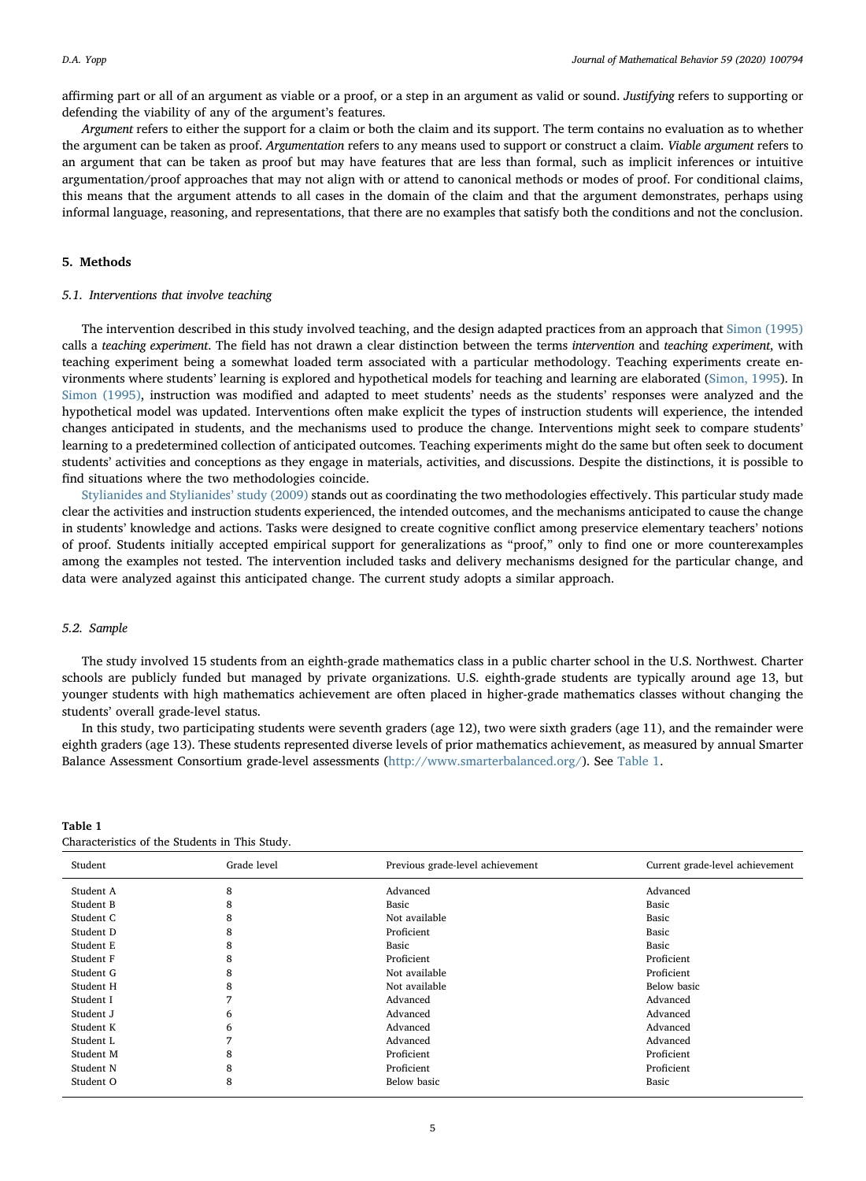affirming part or all of an argument as viable or a proof, or a step in an argument as valid or sound. *Justifying* refers to supporting or defending the viability of any of the argument's features.

*Argument* refers to either the support for a claim or both the claim and its support. The term contains no evaluation as to whether the argument can be taken as proof. *Argumentation* refers to any means used to support or construct a claim. *Viable argument* refers to an argument that can be taken as proof but may have features that are less than formal, such as implicit inferences or intuitive argumentation/proof approaches that may not align with or attend to canonical methods or modes of proof. For conditional claims, this means that the argument attends to all cases in the domain of the claim and that the argument demonstrates, perhaps using informal language, reasoning, and representations, that there are no examples that satisfy both the conditions and not the conclusion.

## 5. Methods

### 5.1. Interventions that involve teaching

The intervention described in this study involved teaching, and the design adapted practices from an approach that Simon (1995) calls a *teaching experiment*. The field has not drawn a clear distinction between the terms *intervention* and *teaching experiment*, with teaching experiment being a somewhat loaded term associated with a particular methodology. Teaching experiments create environments where students' learning is explored and hypothetical models for teaching and learning are elaborated (Simon, 1995). In Simon (1995), instruction was modified and adapted to meet students' needs as the students' responses were analyzed and the hypothetical model was updated. Interventions often make explicit the types of instruction students will experience, the intended changes anticipated in students, and the mechanisms used to produce the change. Interventions might seek to compare students' learning to a predetermined collection of anticipated outcomes. Teaching experiments might do the same but often seek to document students' activities and conceptions as they engage in materials, activities, and discussions. Despite the distinctions, it is possible to find situations where the two methodologies coincide.

Stylianides and Stylianides' study (2009) stands out as coordinating the two methodologies effectively. This particular study made clear the activities and instruction students experienced, the intended outcomes, and the mechanisms anticipated to cause the change in students' knowledge and actions. Tasks were designed to create cognitive conflict among preservice elementary teachers' notions of proof. Students initially accepted empirical support for generalizations as "proof," only to find one or more counterexamples among the examples not tested. The intervention included tasks and delivery mechanisms designed for the particular change, and data were analyzed against this anticipated change. The current study adopts a similar approach.

### 5.2. Sample

The study involved 15 students from an eighth-grade mathematics class in a public charter school in the U.S. Northwest. Charter schools are publicly funded but managed by private organizations. U.S. eighth-grade students are typically around age 13, but younger students with high mathematics achievement are often placed in higher-grade mathematics classes without changing the students' overall grade-level status.

In this study, two participating students were seventh graders (age 12), two were sixth graders (age 11), and the remainder were eighth graders (age 13). These students represented diverse levels of prior mathematics achievement, as measured by annual Smarter Balance Assessment Consortium grade-level assessments (http://www.smarterbalanced.org/). See Table 1.

**Table 1**
Characteristics of the Students in This Study.

| Student | Grade level | Previous grade-level achievement | Current grade-level achievement |
|---|---|---|---|
| Student A | 8 | Advanced | Advanced |
| Student B | 8 | Basic | Basic |
| Student C | 8 | Not available | Basic |
| Student D | 8 | Proficient | Basic |
| Student E | 8 | Basic | Basic |
| Student F | 8 | Proficient | Proficient |
| Student G | 8 | Not available | Proficient |
| Student H | 8 | Not available | Below basic |
| Student I | 7 | Advanced | Advanced |
| Student J | 6 | Advanced | Advanced |
| Student K | 6 | Advanced | Advanced |
| Student L | 7 | Advanced | Advanced |
| Student M | 8 | Proficient | Proficient |
| Student N | 8 | Proficient | Proficient |
| Student O | 8 | Below basic | Basic |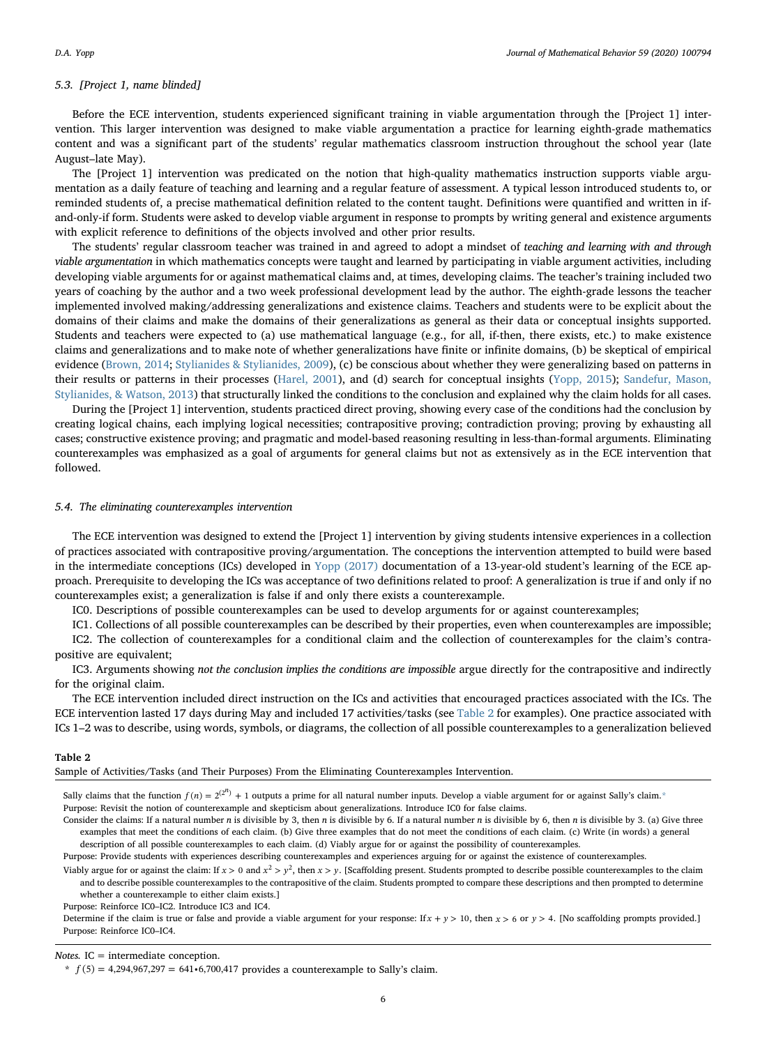### 5.3. [Project 1, name blinded]

Before the ECE intervention, students experienced significant training in viable argumentation through the [Project 1] intervention. This larger intervention was designed to make viable argumentation a practice for learning eighth-grade mathematics content and was a significant part of the students' regular mathematics classroom instruction throughout the school year (late August–late May).

The [Project 1] intervention was predicated on the notion that high-quality mathematics instruction supports viable argumentation as a daily feature of teaching and learning and a regular feature of assessment. A typical lesson introduced students to, or reminded students of, a precise mathematical definition related to the content taught. Definitions were quantified and written in if-and-only-if form. Students were asked to develop viable argument in response to prompts by writing general and existence arguments with explicit reference to definitions of the objects involved and other prior results.

The students' regular classroom teacher was trained in and agreed to adopt a mindset of *teaching and learning with and through viable argumentation* in which mathematics concepts were taught and learned by participating in viable argument activities, including developing viable arguments for or against mathematical claims and, at times, developing claims. The teacher's training included two years of coaching by the author and a two week professional development lead by the author. The eighth-grade lessons the teacher implemented involved making/addressing generalizations and existence claims. Teachers and students were to be explicit about the domains of their claims and make the domains of their generalizations as general as their data or conceptual insights supported. Students and teachers were expected to (a) use mathematical language (e.g., for all, if-then, there exists, etc.) to make existence claims and generalizations and to make note of whether generalizations have finite or infinite domains, (b) be skeptical of empirical evidence (Brown, 2014; Stylianides & Stylianides, 2009), (c) be conscious about whether they were generalizing based on patterns in their results or patterns in their processes (Harel, 2001), and (d) search for conceptual insights (Yopp, 2015); Sandefur, Mason, Stylianides, & Watson, 2013) that structurally linked the conditions to the conclusion and explained why the claim holds for all cases.

During the [Project 1] intervention, students practiced direct proving, showing every case of the conditions had the conclusion by creating logical chains, each implying logical necessities; contrapositive proving; contradiction proving; proving by exhausting all cases; constructive existence proving; and pragmatic and model-based reasoning resulting in less-than-formal arguments. Eliminating counterexamples was emphasized as a goal of arguments for general claims but not as extensively as in the ECE intervention that followed.

### 5.4. The eliminating counterexamples intervention

The ECE intervention was designed to extend the [Project 1] intervention by giving students intensive experiences in a collection of practices associated with contrapositive proving/argumentation. The conceptions the intervention attempted to build were based in the intermediate conceptions (ICs) developed in Yopp (2017) documentation of a 13-year-old student's learning of the ECE approach. Prerequisite to developing the ICs was acceptance of two definitions related to proof: A generalization is true if and only if no counterexamples exist; a generalization is false if and only there exists a counterexample.

IC0. Descriptions of possible counterexamples can be used to develop arguments for or against counterexamples;

IC1. Collections of all possible counterexamples can be described by their properties, even when counterexamples are impossible;

IC2. The collection of counterexamples for a conditional claim and the collection of counterexamples for the claim's contrapositive are equivalent;

IC3. Arguments showing *not the conclusion implies the conditions are impossible* argue directly for the contrapositive and indirectly for the original claim.

The ECE intervention included direct instruction on the ICs and activities that encouraged practices associated with the ICs. The ECE intervention lasted 17 days during May and included 17 activities/tasks (see Table 2 for examples). One practice associated with ICs 1–2 was to describe, using words, symbols, or diagrams, the collection of all possible counterexamples to a generalization believed

**Table 2**
Sample of Activities/Tasks (and Their Purposes) From the Eliminating Counterexamples Intervention.

| |
|---|
| Sally claims that the function $f(n) = 2^{(2^n)} + 1$ outputs a prime for all natural number inputs. Develop a viable argument for or against Sally's claim.* |
| Purpose: Revisit the notion of counterexample and skepticism about generalizations. Introduce IC0 for false claims. |
| Consider the claims: If a natural number $n$ is divisible by 3, then $n$ is divisible by 6. If a natural number $n$ is divisible by 6, then $n$ is divisible by 3. (a) Give three examples that meet the conditions of each claim. (b) Give three examples that do not meet the conditions of each claim. (c) Write (in words) a general description of all possible counterexamples to each claim. (d) Viably argue for or against the possibility of counterexamples. |
| Purpose: Provide students with experiences describing counterexamples and experiences arguing for or against the existence of counterexamples. |
| Viably argue for or against the claim: If $x > 0$ and $x^2 > y^2$, then $x > y$. [Scaffolding present. Students prompted to describe possible counterexamples to the claim and to describe possible counterexamples to the contrapositive of the claim. Students prompted to compare these descriptions and then prompted to determine whether a counterexample to either claim exists.] |
| Purpose: Reinforce IC0–IC2. Introduce IC3 and IC4. |
| Determine if the claim is true or false and provide a viable argument for your response: If $x + y > 10$, then $x > 6$ or $y > 4$. [No scaffolding prompts provided.] |
| Purpose: Reinforce IC0–IC4. |

*Notes.* IC = intermediate conception.
* $f(5) = 4{,}294{,}967{,}297 = 641 \cdot 6{,}700{,}417$ provides a counterexample to Sally's claim.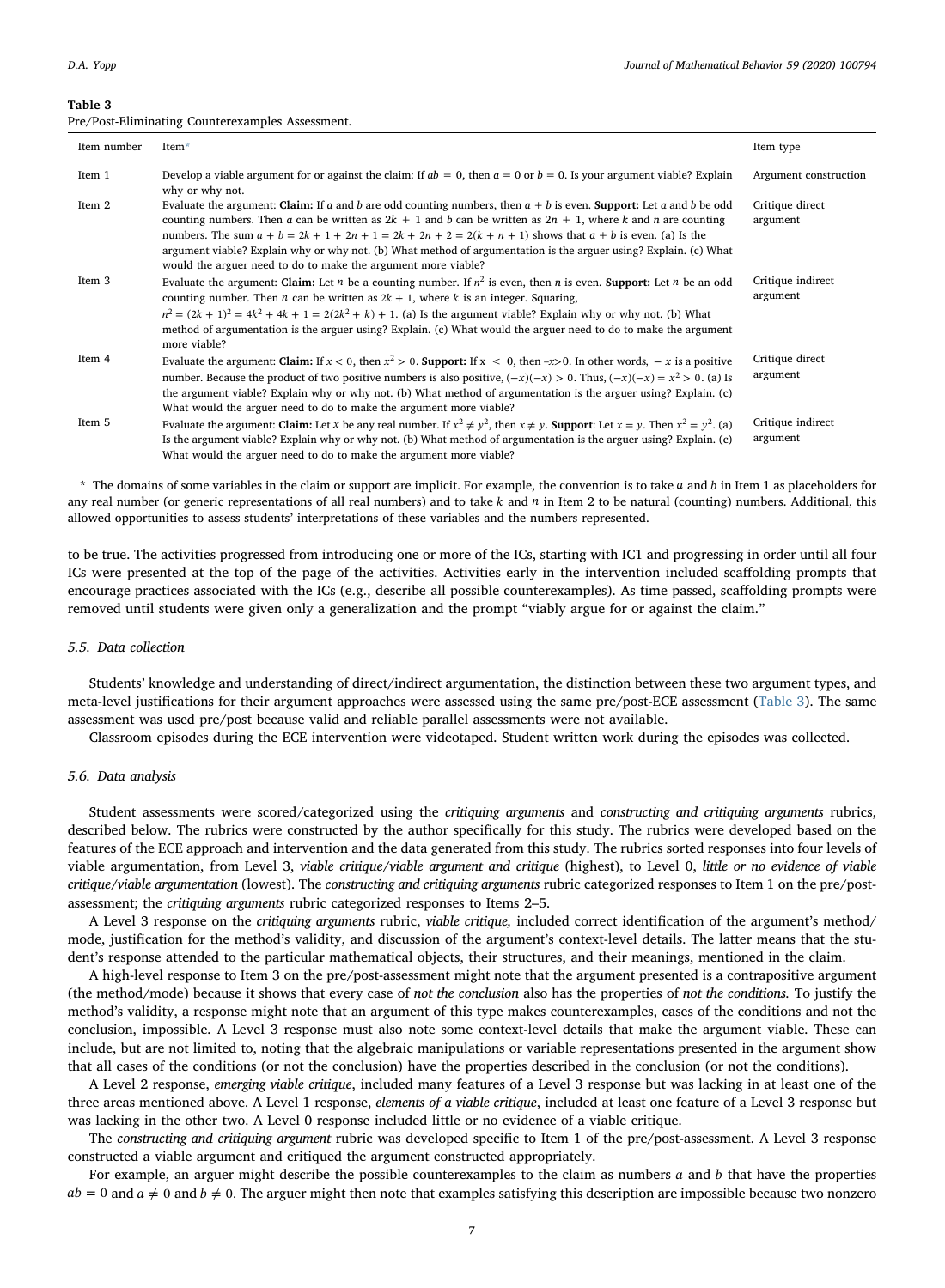**Table 3**
Pre/Post-Eliminating Counterexamples Assessment.

| Item number | Item* | Item type |
|---|---|---|
| Item 1 | Develop a viable argument for or against the claim: If $ab = 0$, then $a = 0$ or $b = 0$. Is your argument viable? Explain why or why not. | Argument construction |
| Item 2 | Evaluate the argument: **Claim:** If $a$ and $b$ are odd counting numbers, then $a + b$ is even. **Support:** Let $a$ and $b$ be odd counting numbers. Then $a$ can be written as $2k + 1$ and $b$ can be written as $2n + 1$, where $k$ and $n$ are counting numbers. The sum $a + b = 2k + 1 + 2n + 1 = 2k + 2n + 2 = 2(k + n + 1)$ shows that $a + b$ is even. (a) Is the argument viable? Explain why or why not. (b) What method of argumentation is the arguer using? Explain. (c) What would the arguer need to do to make the argument more viable? | Critique direct argument |
| Item 3 | Evaluate the argument: **Claim:** Let $n$ be a counting number. If $n^2$ is even, then $n$ is even. **Support:** Let $n$ be an odd counting number. Then $n$ can be written as $2k + 1$, where $k$ is an integer. Squaring, $n^2 = (2k + 1)^2 = 4k^2 + 4k + 1 = 2(2k^2 + k) + 1$. (a) Is the argument viable? Explain why or why not. (b) What method of argumentation is the arguer using? Explain. (c) What would the arguer need to do to make the argument more viable? | Critique indirect argument |
| Item 4 | Evaluate the argument: **Claim:** If $x < 0$, then $x^2 > 0$. **Support:** If $x < 0$, then $-x > 0$. In other words, $-x$ is a positive number. Because the product of two positive numbers is also positive, $(-x)(-x) > 0$. Thus, $(-x)(-x) = x^2 > 0$. (a) Is the argument viable? Explain why or why not. (b) What method of argumentation is the arguer using? Explain. (c) What would the arguer need to do to make the argument more viable? | Critique direct argument |
| Item 5 | Evaluate the argument: **Claim:** Let $x$ be any real number. If $x^2 \neq y^2$, then $x \neq y$. **Support**: Let $x = y$. Then $x^2 = y^2$. (a) Is the argument viable? Explain why or why not. (b) What method of argumentation is the arguer using? Explain. (c) What would the arguer need to do to make the argument more viable? | Critique indirect argument |

\* The domains of some variables in the claim or support are implicit. For example, the convention is to take $a$ and $b$ in Item 1 as placeholders for any real number (or generic representations of all real numbers) and to take $k$ and $n$ in Item 2 to be natural (counting) numbers. Additional, this allowed opportunities to assess students' interpretations of these variables and the numbers represented.

to be true. The activities progressed from introducing one or more of the ICs, starting with IC1 and progressing in order until all four ICs were presented at the top of the page of the activities. Activities early in the intervention included scaffolding prompts that encourage practices associated with the ICs (e.g., describe all possible counterexamples). As time passed, scaffolding prompts were removed until students were given only a generalization and the prompt "viably argue for or against the claim."

### 5.5. Data collection

Students' knowledge and understanding of direct/indirect argumentation, the distinction between these two argument types, and meta-level justifications for their argument approaches were assessed using the same pre/post-ECE assessment (Table 3). The same assessment was used pre/post because valid and reliable parallel assessments were not available.

Classroom episodes during the ECE intervention were videotaped. Student written work during the episodes was collected.

### 5.6. Data analysis

Student assessments were scored/categorized using the *critiquing arguments* and *constructing and critiquing arguments* rubrics, described below. The rubrics were constructed by the author specifically for this study. The rubrics were developed based on the features of the ECE approach and intervention and the data generated from this study. The rubrics sorted responses into four levels of viable argumentation, from Level 3, *viable critique/viable argument and critique* (highest), to Level 0, *little or no evidence of viable critique/viable argumentation* (lowest). The *constructing and critiquing arguments* rubric categorized responses to Item 1 on the pre/post-assessment; the *critiquing arguments* rubric categorized responses to Items 2–5.

A Level 3 response on the *critiquing arguments* rubric, *viable critique,* included correct identification of the argument's method/mode, justification for the method's validity, and discussion of the argument's context-level details. The latter means that the student's response attended to the particular mathematical objects, their structures, and their meanings, mentioned in the claim.

A high-level response to Item 3 on the pre/post-assessment might note that the argument presented is a contrapositive argument (the method/mode) because it shows that every case of *not the conclusion* also has the properties of *not the conditions.* To justify the method's validity, a response might note that an argument of this type makes counterexamples, cases of the conditions and not the conclusion, impossible. A Level 3 response must also note some context-level details that make the argument viable. These can include, but are not limited to, noting that the algebraic manipulations or variable representations presented in the argument show that all cases of the conditions (or not the conclusion) have the properties described in the conclusion (or not the conditions).

A Level 2 response, *emerging viable critique*, included many features of a Level 3 response but was lacking in at least one of the three areas mentioned above. A Level 1 response, *elements of a viable critique*, included at least one feature of a Level 3 response but was lacking in the other two. A Level 0 response included little or no evidence of a viable critique.

The *constructing and critiquing argument* rubric was developed specific to Item 1 of the pre/post-assessment. A Level 3 response constructed a viable argument and critiqued the argument constructed appropriately.

For example, an arguer might describe the possible counterexamples to the claim as numbers $a$ and $b$ that have the properties $ab = 0$ and $a \neq 0$ and $b \neq 0$. The arguer might then note that examples satisfying this description are impossible because two nonzero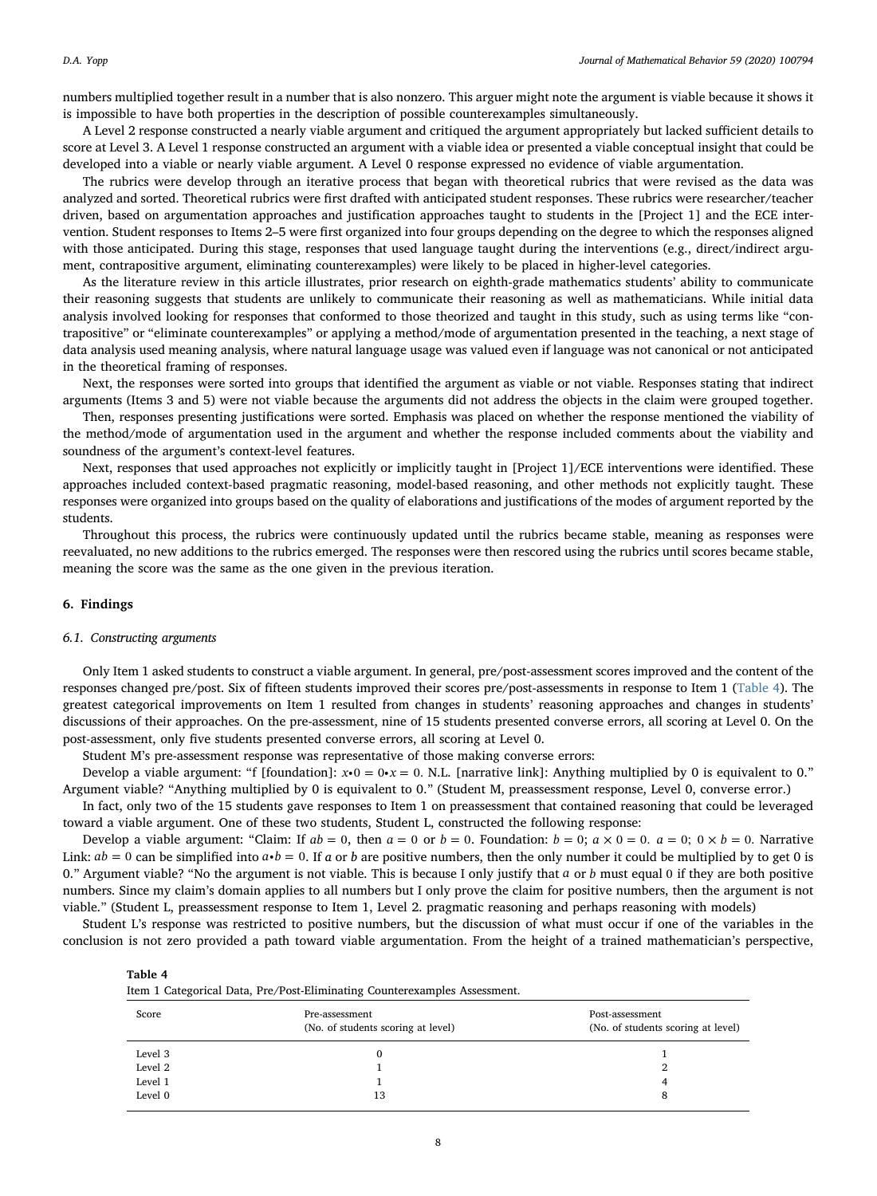numbers multiplied together result in a number that is also nonzero. This arguer might note the argument is viable because it shows it is impossible to have both properties in the description of possible counterexamples simultaneously.

A Level 2 response constructed a nearly viable argument and critiqued the argument appropriately but lacked sufficient details to score at Level 3. A Level 1 response constructed an argument with a viable idea or presented a viable conceptual insight that could be developed into a viable or nearly viable argument. A Level 0 response expressed no evidence of viable argumentation.

The rubrics were develop through an iterative process that began with theoretical rubrics that were revised as the data was analyzed and sorted. Theoretical rubrics were first drafted with anticipated student responses. These rubrics were researcher/teacher driven, based on argumentation approaches and justification approaches taught to students in the [Project 1] and the ECE intervention. Student responses to Items 2–5 were first organized into four groups depending on the degree to which the responses aligned with those anticipated. During this stage, responses that used language taught during the interventions (e.g., direct/indirect argument, contrapositive argument, eliminating counterexamples) were likely to be placed in higher-level categories.

As the literature review in this article illustrates, prior research on eighth-grade mathematics students' ability to communicate their reasoning suggests that students are unlikely to communicate their reasoning as well as mathematicians. While initial data analysis involved looking for responses that conformed to those theorized and taught in this study, such as using terms like "contrapositive" or "eliminate counterexamples" or applying a method/mode of argumentation presented in the teaching, a next stage of data analysis used meaning analysis, where natural language usage was valued even if language was not canonical or not anticipated in the theoretical framing of responses.

Next, the responses were sorted into groups that identified the argument as viable or not viable. Responses stating that indirect arguments (Items 3 and 5) were not viable because the arguments did not address the objects in the claim were grouped together.

Then, responses presenting justifications were sorted. Emphasis was placed on whether the response mentioned the viability of the method/mode of argumentation used in the argument and whether the response included comments about the viability and soundness of the argument's context-level features.

Next, responses that used approaches not explicitly or implicitly taught in [Project 1]/ECE interventions were identified. These approaches included context-based pragmatic reasoning, model-based reasoning, and other methods not explicitly taught. These responses were organized into groups based on the quality of elaborations and justifications of the modes of argument reported by the students.

Throughout this process, the rubrics were continuously updated until the rubrics became stable, meaning as responses were reevaluated, no new additions to the rubrics emerged. The responses were then rescored using the rubrics until scores became stable, meaning the score was the same as the one given in the previous iteration.

## 6. Findings

### 6.1. Constructing arguments

Only Item 1 asked students to construct a viable argument. In general, pre/post-assessment scores improved and the content of the responses changed pre/post. Six of fifteen students improved their scores pre/post-assessments in response to Item 1 (Table 4). The greatest categorical improvements on Item 1 resulted from changes in students' reasoning approaches and changes in students' discussions of their approaches. On the pre-assessment, nine of 15 students presented converse errors, all scoring at Level 0. On the post-assessment, only five students presented converse errors, all scoring at Level 0.

Student M's pre-assessment response was representative of those making converse errors:

Develop a viable argument: "f [foundation]: $x{\bullet}0 = 0{\bullet}x = 0$. N.L. [narrative link]: Anything multiplied by 0 is equivalent to 0." Argument viable? "Anything multiplied by 0 is equivalent to 0." (Student M, preassessment response, Level 0, converse error.)

In fact, only two of the 15 students gave responses to Item 1 on preassessment that contained reasoning that could be leveraged toward a viable argument. One of these two students, Student L, constructed the following response:

Develop a viable argument: "Claim: If $ab = 0$, then $a = 0$ or $b = 0$. Foundation: $b = 0$; $a \times 0 = 0$. $a = 0$; $0 \times b = 0$. Narrative Link: $ab = 0$ can be simplified into $a{\bullet}b = 0$. If $a$ or $b$ are positive numbers, then the only number it could be multiplied by to get 0 is 0." Argument viable? "No the argument is not viable. This is because I only justify that $a$ or $b$ must equal 0 if they are both positive numbers. Since my claim's domain applies to all numbers but I only prove the claim for positive numbers, then the argument is not viable." (Student L, preassessment response to Item 1, Level 2. pragmatic reasoning and perhaps reasoning with models)

Student L's response was restricted to positive numbers, but the discussion of what must occur if one of the variables in the conclusion is not zero provided a path toward viable argumentation. From the height of a trained mathematician's perspective,

**Table 4**
Item 1 Categorical Data, Pre/Post-Eliminating Counterexamples Assessment.

| Score | Pre-assessment (No. of students scoring at level) | Post-assessment (No. of students scoring at level) |
|---|---|---|
| Level 3 | 0 | 1 |
| Level 2 | 1 | 2 |
| Level 1 | 1 | 4 |
| Level 0 | 13 | 8 |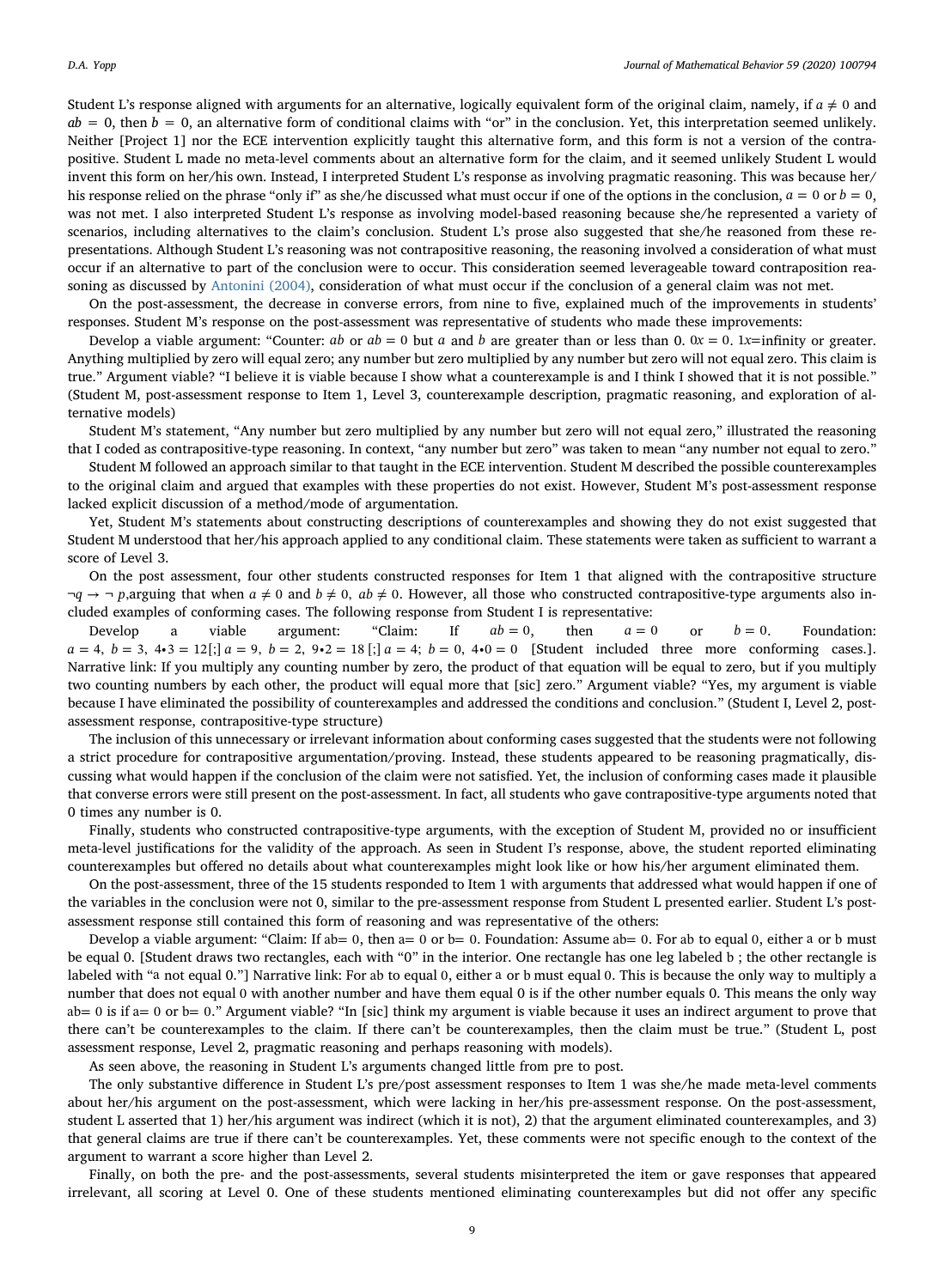Student L's response aligned with arguments for an alternative, logically equivalent form of the original claim, namely, if $a \neq 0$ and $ab = 0$, then $b = 0$, an alternative form of conditional claims with "or" in the conclusion. Yet, this interpretation seemed unlikely. Neither [Project 1] nor the ECE intervention explicitly taught this alternative form, and this form is not a version of the contrapositive. Student L made no meta-level comments about an alternative form for the claim, and it seemed unlikely Student L would invent this form on her/his own. Instead, I interpreted Student L's response as involving pragmatic reasoning. This was because her/his response relied on the phrase "only if" as she/he discussed what must occur if one of the options in the conclusion, $a = 0$ or $b = 0$, was not met. I also interpreted Student L's response as involving model-based reasoning because she/he represented a variety of scenarios, including alternatives to the claim's conclusion. Student L's prose also suggested that she/he reasoned from these representations. Although Student L's reasoning was not contrapositive reasoning, the reasoning involved a consideration of what must occur if an alternative to part of the conclusion were to occur. This consideration seemed leverageable toward contraposition reasoning as discussed by Antonini (2004), consideration of what must occur if the conclusion of a general claim was not met.

On the post-assessment, the decrease in converse errors, from nine to five, explained much of the improvements in students' responses. Student M's response on the post-assessment was representative of students who made these improvements:

Develop a viable argument: "Counter: $ab$ or $ab = 0$ but $a$ and $b$ are greater than or less than 0. $0x = 0$. $1x$=infinity or greater. Anything multiplied by zero will equal zero; any number but zero multiplied by any number but zero will not equal zero. This claim is true." Argument viable? "I believe it is viable because I show what a counterexample is and I think I showed that it is not possible." (Student M, post-assessment response to Item 1, Level 3, counterexample description, pragmatic reasoning, and exploration of alternative models)

Student M's statement, "Any number but zero multiplied by any number but zero will not equal zero," illustrated the reasoning that I coded as contrapositive-type reasoning. In context, "any number but zero" was taken to mean "any number not equal to zero."

Student M followed an approach similar to that taught in the ECE intervention. Student M described the possible counterexamples to the original claim and argued that examples with these properties do not exist. However, Student M's post-assessment response lacked explicit discussion of a method/mode of argumentation.

Yet, Student M's statements about constructing descriptions of counterexamples and showing they do not exist suggested that Student M understood that her/his approach applied to any conditional claim. These statements were taken as sufficient to warrant a score of Level 3.

On the post assessment, four other students constructed responses for Item 1 that aligned with the contrapositive structure $\neg q \rightarrow \neg p$,arguing that when $a \neq 0$ and $b \neq 0$, $ab \neq 0$. However, all those who constructed contrapositive-type arguments also included examples of conforming cases. The following response from Student I is representative:

Develop a viable argument: "Claim: If $ab = 0$, then $a = 0$ or $b = 0$. Foundation: $a = 4$, $b = 3$, $4{\bullet}3 = 12$[;] $a = 9$, $b = 2$, $9{\bullet}2 = 18$ [;] $a = 4$; $b = 0$, $4{\bullet}0 = 0$ [Student included three more conforming cases.]. Narrative link: If you multiply any counting number by zero, the product of that equation will be equal to zero, but if you multiply two counting numbers by each other, the product will equal more that [sic] zero." Argument viable? "Yes, my argument is viable because I have eliminated the possibility of counterexamples and addressed the conditions and conclusion." (Student I, Level 2, post-assessment response, contrapositive-type structure)

The inclusion of this unnecessary or irrelevant information about conforming cases suggested that the students were not following a strict procedure for contrapositive argumentation/proving. Instead, these students appeared to be reasoning pragmatically, discussing what would happen if the conclusion of the claim were not satisfied. Yet, the inclusion of conforming cases made it plausible that converse errors were still present on the post-assessment. In fact, all students who gave contrapositive-type arguments noted that 0 times any number is 0.

Finally, students who constructed contrapositive-type arguments, with the exception of Student M, provided no or insufficient meta-level justifications for the validity of the approach. As seen in Student I's response, above, the student reported eliminating counterexamples but offered no details about what counterexamples might look like or how his/her argument eliminated them.

On the post-assessment, three of the 15 students responded to Item 1 with arguments that addressed what would happen if one of the variables in the conclusion were not 0, similar to the pre-assessment response from Student L presented earlier. Student L's post-assessment response still contained this form of reasoning and was representative of the others:

Develop a viable argument: "Claim: If ab= 0, then a= 0 or b= 0. Foundation: Assume ab= 0. For ab to equal 0, either a or b must be equal 0. [Student draws two rectangles, each with "0" in the interior. One rectangle has one leg labeled b ; the other rectangle is labeled with "a not equal 0."] Narrative link: For ab to equal 0, either a or b must equal 0. This is because the only way to multiply a number that does not equal 0 with another number and have them equal 0 is if the other number equals 0. This means the only way ab= 0 is if a= 0 or b= 0." Argument viable? "In [sic] think my argument is viable because it uses an indirect argument to prove that there can't be counterexamples to the claim. If there can't be counterexamples, then the claim must be true." (Student L, post assessment response, Level 2, pragmatic reasoning and perhaps reasoning with models).

As seen above, the reasoning in Student L's arguments changed little from pre to post.

The only substantive difference in Student L's pre/post assessment responses to Item 1 was she/he made meta-level comments about her/his argument on the post-assessment, which were lacking in her/his pre-assessment response. On the post-assessment, student L asserted that 1) her/his argument was indirect (which it is not), 2) that the argument eliminated counterexamples, and 3) that general claims are true if there can't be counterexamples. Yet, these comments were not specific enough to the context of the argument to warrant a score higher than Level 2.

Finally, on both the pre- and the post-assessments, several students misinterpreted the item or gave responses that appeared irrelevant, all scoring at Level 0. One of these students mentioned eliminating counterexamples but did not offer any specific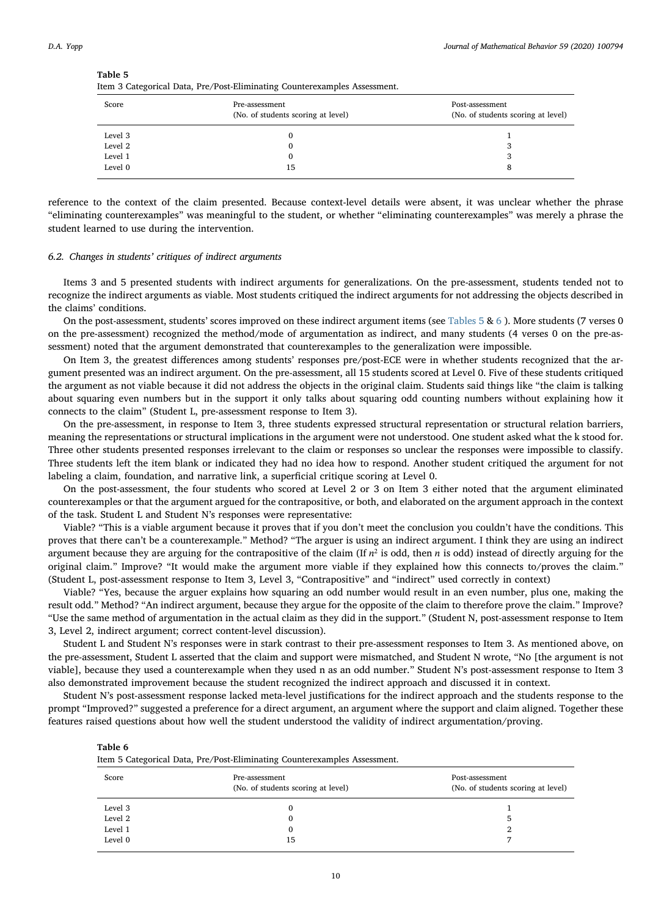**Table 5**
Item 3 Categorical Data, Pre/Post-Eliminating Counterexamples Assessment.

| Score | Pre-assessment (No. of students scoring at level) | Post-assessment (No. of students scoring at level) |
|---|---|---|
| Level 3 | 0 | 1 |
| Level 2 | 0 | 3 |
| Level 1 | 0 | 3 |
| Level 0 | 15 | 8 |

reference to the context of the claim presented. Because context-level details were absent, it was unclear whether the phrase "eliminating counterexamples" was meaningful to the student, or whether "eliminating counterexamples" was merely a phrase the student learned to use during the intervention.

### *6.2. Changes in students' critiques of indirect arguments*

Items 3 and 5 presented students with indirect arguments for generalizations. On the pre-assessment, students tended not to recognize the indirect arguments as viable. Most students critiqued the indirect arguments for not addressing the objects described in the claims' conditions.

On the post-assessment, students' scores improved on these indirect argument items (see Tables 5 & 6 ). More students (7 verses 0 on the pre-assessment) recognized the method/mode of argumentation as indirect, and many students (4 verses 0 on the pre-assessment) noted that the argument demonstrated that counterexamples to the generalization were impossible.

On Item 3, the greatest differences among students' responses pre/post-ECE were in whether students recognized that the argument presented was an indirect argument. On the pre-assessment, all 15 students scored at Level 0. Five of these students critiqued the argument as not viable because it did not address the objects in the original claim. Students said things like "the claim is talking about squaring even numbers but in the support it only talks about squaring odd counting numbers without explaining how it connects to the claim" (Student L, pre-assessment response to Item 3).

On the pre-assessment, in response to Item 3, three students expressed structural representation or structural relation barriers, meaning the representations or structural implications in the argument were not understood. One student asked what the k stood for. Three other students presented responses irrelevant to the claim or responses so unclear the responses were impossible to classify. Three students left the item blank or indicated they had no idea how to respond. Another student critiqued the argument for not labeling a claim, foundation, and narrative link, a superficial critique scoring at Level 0.

On the post-assessment, the four students who scored at Level 2 or 3 on Item 3 either noted that the argument eliminated counterexamples or that the argument argued for the contrapositive, or both, and elaborated on the argument approach in the context of the task. Student L and Student N's responses were representative:

Viable? "This is a viable argument because it proves that if you don't meet the conclusion you couldn't have the conditions. This proves that there can't be a counterexample." Method? "The arguer is using an indirect argument. I think they are using an indirect argument because they are arguing for the contrapositive of the claim (If $n^2$ is odd, then $n$ is odd) instead of directly arguing for the original claim." Improve? "It would make the argument more viable if they explained how this connects to/proves the claim." (Student L, post-assessment response to Item 3, Level 3, "Contrapositive" and "indirect" used correctly in context)

Viable? "Yes, because the arguer explains how squaring an odd number would result in an even number, plus one, making the result odd." Method? "An indirect argument, because they argue for the opposite of the claim to therefore prove the claim." Improve? "Use the same method of argumentation in the actual claim as they did in the support." (Student N, post-assessment response to Item 3, Level 2, indirect argument; correct content-level discussion).

Student L and Student N's responses were in stark contrast to their pre-assessment responses to Item 3. As mentioned above, on the pre-assessment, Student L asserted that the claim and support were mismatched, and Student N wrote, "No [the argument is not viable], because they used a counterexample when they used n as an odd number." Student N's post-assessment response to Item 3 also demonstrated improvement because the student recognized the indirect approach and discussed it in context.

Student N's post-assessment response lacked meta-level justifications for the indirect approach and the students response to the prompt "Improved?" suggested a preference for a direct argument, an argument where the support and claim aligned. Together these features raised questions about how well the student understood the validity of indirect argumentation/proving.

**Table 6**
Item 5 Categorical Data, Pre/Post-Eliminating Counterexamples Assessment.

| Score | Pre-assessment (No. of students scoring at level) | Post-assessment (No. of students scoring at level) |
|---|---|---|
| Level 3 | 0 | 1 |
| Level 2 | 0 | 5 |
| Level 1 | 0 | 2 |
| Level 0 | 15 | 7 |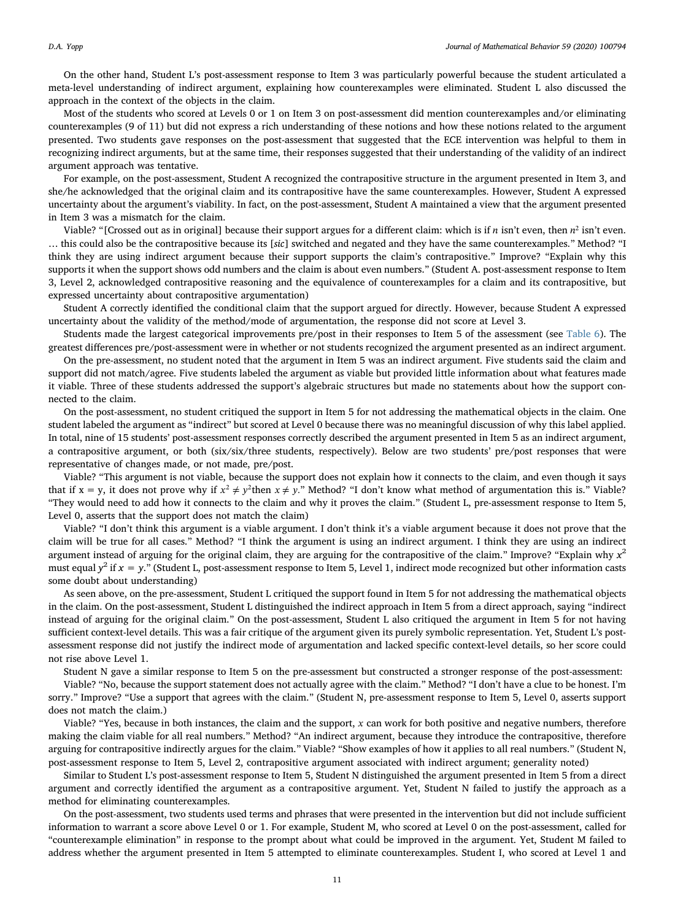On the other hand, Student L's post-assessment response to Item 3 was particularly powerful because the student articulated a meta-level understanding of indirect argument, explaining how counterexamples were eliminated. Student L also discussed the approach in the context of the objects in the claim.

Most of the students who scored at Levels 0 or 1 on Item 3 on post-assessment did mention counterexamples and/or eliminating counterexamples (9 of 11) but did not express a rich understanding of these notions and how these notions related to the argument presented. Two students gave responses on the post-assessment that suggested that the ECE intervention was helpful to them in recognizing indirect arguments, but at the same time, their responses suggested that their understanding of the validity of an indirect argument approach was tentative.

For example, on the post-assessment, Student A recognized the contrapositive structure in the argument presented in Item 3, and she/he acknowledged that the original claim and its contrapositive have the same counterexamples. However, Student A expressed uncertainty about the argument's viability. In fact, on the post-assessment, Student A maintained a view that the argument presented in Item 3 was a mismatch for the claim.

Viable? "[Crossed out as in original] because their support argues for a different claim: which is if $n$ isn't even, then $n^2$ isn't even. … this could also be the contrapositive because its [*sic*] switched and negated and they have the same counterexamples." Method? "I think they are using indirect argument because their support supports the claim's contrapositive." Improve? "Explain why this supports it when the support shows odd numbers and the claim is about even numbers." (Student A. post-assessment response to Item 3, Level 2, acknowledged contrapositive reasoning and the equivalence of counterexamples for a claim and its contrapositive, but expressed uncertainty about contrapositive argumentation)

Student A correctly identified the conditional claim that the support argued for directly. However, because Student A expressed uncertainty about the validity of the method/mode of argumentation, the response did not score at Level 3.

Students made the largest categorical improvements pre/post in their responses to Item 5 of the assessment (see Table 6). The greatest differences pre/post-assessment were in whether or not students recognized the argument presented as an indirect argument.

On the pre-assessment, no student noted that the argument in Item 5 was an indirect argument. Five students said the claim and support did not match/agree. Five students labeled the argument as viable but provided little information about what features made it viable. Three of these students addressed the support's algebraic structures but made no statements about how the support connected to the claim.

On the post-assessment, no student critiqued the support in Item 5 for not addressing the mathematical objects in the claim. One student labeled the argument as "indirect" but scored at Level 0 because there was no meaningful discussion of why this label applied. In total, nine of 15 students' post-assessment responses correctly described the argument presented in Item 5 as an indirect argument, a contrapositive argument, or both (six/six/three students, respectively). Below are two students' pre/post responses that were representative of changes made, or not made, pre/post.

Viable? "This argument is not viable, because the support does not explain how it connects to the claim, and even though it says that if x = y, it does not prove why if $x^2 \neq y^2$then $x \neq y$." Method? "I don't know what method of argumentation this is." Viable? "They would need to add how it connects to the claim and why it proves the claim." (Student L, pre-assessment response to Item 5, Level 0, asserts that the support does not match the claim)

Viable? "I don't think this argument is a viable argument. I don't think it's a viable argument because it does not prove that the claim will be true for all cases." Method? "I think the argument is using an indirect argument. I think they are using an indirect argument instead of arguing for the original claim, they are arguing for the contrapositive of the claim." Improve? "Explain why $x^2$ must equal $y^2$ if $x = y$." (Student L, post-assessment response to Item 5, Level 1, indirect mode recognized but other information casts some doubt about understanding)

As seen above, on the pre-assessment, Student L critiqued the support found in Item 5 for not addressing the mathematical objects in the claim. On the post-assessment, Student L distinguished the indirect approach in Item 5 from a direct approach, saying "indirect instead of arguing for the original claim." On the post-assessment, Student L also critiqued the argument in Item 5 for not having sufficient context-level details. This was a fair critique of the argument given its purely symbolic representation. Yet, Student L's post-assessment response did not justify the indirect mode of argumentation and lacked specific context-level details, so her score could not rise above Level 1.

Student N gave a similar response to Item 5 on the pre-assessment but constructed a stronger response of the post-assessment:

Viable? "No, because the support statement does not actually agree with the claim." Method? "I don't have a clue to be honest. I'm sorry." Improve? "Use a support that agrees with the claim." (Student N, pre-assessment response to Item 5, Level 0, asserts support does not match the claim.)

Viable? "Yes, because in both instances, the claim and the support, $x$ can work for both positive and negative numbers, therefore making the claim viable for all real numbers." Method? "An indirect argument, because they introduce the contrapositive, therefore arguing for contrapositive indirectly argues for the claim." Viable? "Show examples of how it applies to all real numbers." (Student N, post-assessment response to Item 5, Level 2, contrapositive argument associated with indirect argument; generality noted)

Similar to Student L's post-assessment response to Item 5, Student N distinguished the argument presented in Item 5 from a direct argument and correctly identified the argument as a contrapositive argument. Yet, Student N failed to justify the approach as a method for eliminating counterexamples.

On the post-assessment, two students used terms and phrases that were presented in the intervention but did not include sufficient information to warrant a score above Level 0 or 1. For example, Student M, who scored at Level 0 on the post-assessment, called for "counterexample elimination" in response to the prompt about what could be improved in the argument. Yet, Student M failed to address whether the argument presented in Item 5 attempted to eliminate counterexamples. Student I, who scored at Level 1 and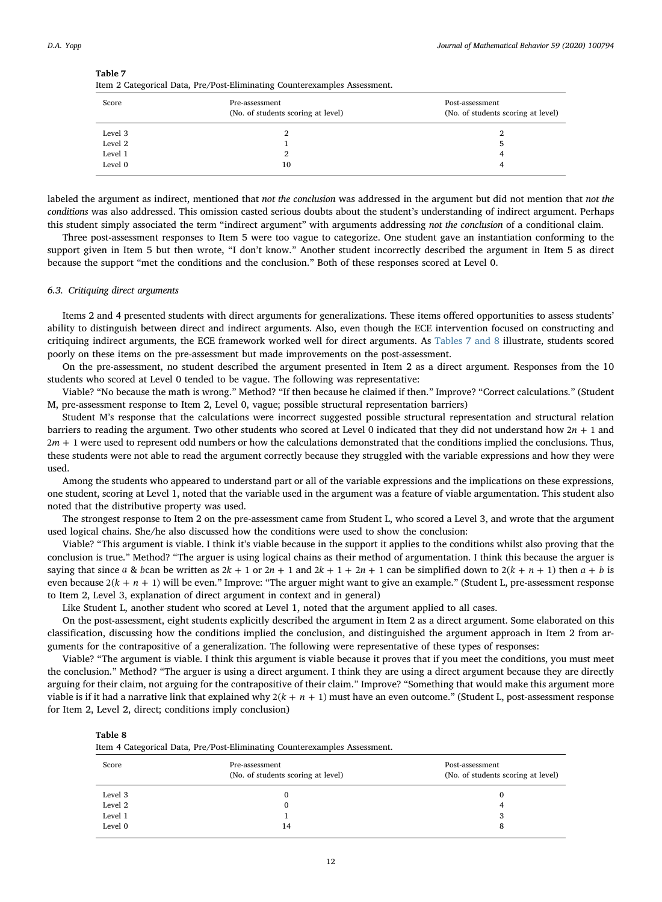**Table 7**
Item 2 Categorical Data, Pre/Post-Eliminating Counterexamples Assessment.

| Score | Pre-assessment (No. of students scoring at level) | Post-assessment (No. of students scoring at level) |
|---|---|---|
| Level 3 | 2 | 2 |
| Level 2 | 1 | 5 |
| Level 1 | 2 | 4 |
| Level 0 | 10 | 4 |

labeled the argument as indirect, mentioned that *not the conclusion* was addressed in the argument but did not mention that *not the conditions* was also addressed. This omission casted serious doubts about the student's understanding of indirect argument. Perhaps this student simply associated the term "indirect argument" with arguments addressing *not the conclusion* of a conditional claim.

Three post-assessment responses to Item 5 were too vague to categorize. One student gave an instantiation conforming to the support given in Item 5 but then wrote, "I don't know." Another student incorrectly described the argument in Item 5 as direct because the support "met the conditions and the conclusion." Both of these responses scored at Level 0.

### 6.3. Critiquing direct arguments

Items 2 and 4 presented students with direct arguments for generalizations. These items offered opportunities to assess students' ability to distinguish between direct and indirect arguments. Also, even though the ECE intervention focused on constructing and critiquing indirect arguments, the ECE framework worked well for direct arguments. As Tables 7 and 8 illustrate, students scored poorly on these items on the pre-assessment but made improvements on the post-assessment.

On the pre-assessment, no student described the argument presented in Item 2 as a direct argument. Responses from the 10 students who scored at Level 0 tended to be vague. The following was representative:

Viable? "No because the math is wrong." Method? "If then because he claimed if then." Improve? "Correct calculations." (Student M, pre-assessment response to Item 2, Level 0, vague; possible structural representation barriers)

Student M's response that the calculations were incorrect suggested possible structural representation and structural relation barriers to reading the argument. Two other students who scored at Level 0 indicated that they did not understand how $2n + 1$ and $2m + 1$ were used to represent odd numbers or how the calculations demonstrated that the conditions implied the conclusions. Thus, these students were not able to read the argument correctly because they struggled with the variable expressions and how they were used.

Among the students who appeared to understand part or all of the variable expressions and the implications on these expressions, one student, scoring at Level 1, noted that the variable used in the argument was a feature of viable argumentation. This student also noted that the distributive property was used.

The strongest response to Item 2 on the pre-assessment came from Student L, who scored a Level 3, and wrote that the argument used logical chains. She/he also discussed how the conditions were used to show the conclusion:

Viable? "This argument is viable. I think it's viable because in the support it applies to the conditions whilst also proving that the conclusion is true." Method? "The arguer is using logical chains as their method of argumentation. I think this because the arguer is saying that since $a$ & $b$can be written as $2k + 1$ or $2n + 1$ and $2k + 1 + 2n + 1$ can be simplified down to $2(k + n + 1)$ then $a + b$ is even because $2(k + n + 1)$ will be even." Improve: "The arguer might want to give an example." (Student L, pre-assessment response to Item 2, Level 3, explanation of direct argument in context and in general)

Like Student L, another student who scored at Level 1, noted that the argument applied to all cases.

On the post-assessment, eight students explicitly described the argument in Item 2 as a direct argument. Some elaborated on this classification, discussing how the conditions implied the conclusion, and distinguished the argument approach in Item 2 from arguments for the contrapositive of a generalization. The following were representative of these types of responses:

Viable? "The argument is viable. I think this argument is viable because it proves that if you meet the conditions, you must meet the conclusion." Method? "The arguer is using a direct argument. I think they are using a direct argument because they are directly arguing for their claim, not arguing for the contrapositive of their claim." Improve? "Something that would make this argument more viable is if it had a narrative link that explained why $2(k + n + 1)$ must have an even outcome." (Student L, post-assessment response for Item 2, Level 2, direct; conditions imply conclusion)

**Table 8**
Item 4 Categorical Data, Pre/Post-Eliminating Counterexamples Assessment.

| Score | Pre-assessment (No. of students scoring at level) | Post-assessment (No. of students scoring at level) |
|---|---|---|
| Level 3 | 0 | 0 |
| Level 2 | 0 | 4 |
| Level 1 | 1 | 3 |
| Level 0 | 14 | 8 |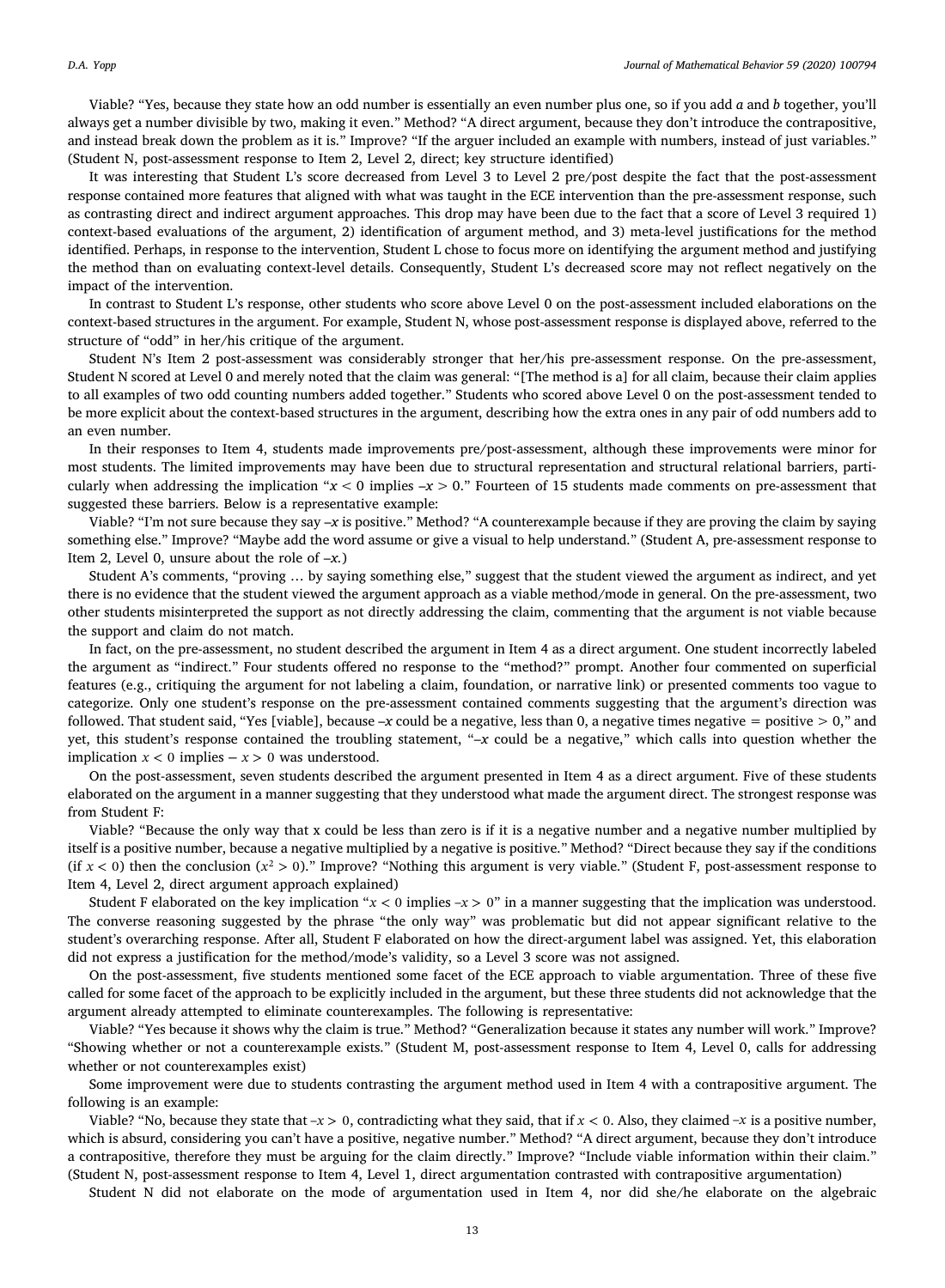Viable? “Yes, because they state how an odd number is essentially an even number plus one, so if you add *a* and *b* together, you'll always get a number divisible by two, making it even.” Method? “A direct argument, because they don't introduce the contrapositive, and instead break down the problem as it is.” Improve? “If the arguer included an example with numbers, instead of just variables.” (Student N, post-assessment response to Item 2, Level 2, direct; key structure identified)

It was interesting that Student L's score decreased from Level 3 to Level 2 pre/post despite the fact that the post-assessment response contained more features that aligned with what was taught in the ECE intervention than the pre-assessment response, such as contrasting direct and indirect argument approaches. This drop may have been due to the fact that a score of Level 3 required 1) context-based evaluations of the argument, 2) identification of argument method, and 3) meta-level justifications for the method identified. Perhaps, in response to the intervention, Student L chose to focus more on identifying the argument method and justifying the method than on evaluating context-level details. Consequently, Student L's decreased score may not reflect negatively on the impact of the intervention.

In contrast to Student L's response, other students who score above Level 0 on the post-assessment included elaborations on the context-based structures in the argument. For example, Student N, whose post-assessment response is displayed above, referred to the structure of “odd” in her/his critique of the argument.

Student N's Item 2 post-assessment was considerably stronger that her/his pre-assessment response. On the pre-assessment, Student N scored at Level 0 and merely noted that the claim was general: “[The method is a] for all claim, because their claim applies to all examples of two odd counting numbers added together.” Students who scored above Level 0 on the post-assessment tended to be more explicit about the context-based structures in the argument, describing how the extra ones in any pair of odd numbers add to an even number.

In their responses to Item 4, students made improvements pre/post-assessment, although these improvements were minor for most students. The limited improvements may have been due to structural representation and structural relational barriers, particularly when addressing the implication “$x < 0$ implies $-x > 0$.” Fourteen of 15 students made comments on pre-assessment that suggested these barriers. Below is a representative example:

Viable? “I'm not sure because they say $-x$ is positive.” Method? “A counterexample because if they are proving the claim by saying something else.” Improve? “Maybe add the word assume or give a visual to help understand.” (Student A, pre-assessment response to Item 2, Level 0, unsure about the role of $-x$.)

Student A's comments, “proving … by saying something else,” suggest that the student viewed the argument as indirect, and yet there is no evidence that the student viewed the argument approach as a viable method/mode in general. On the pre-assessment, two other students misinterpreted the support as not directly addressing the claim, commenting that the argument is not viable because the support and claim do not match.

In fact, on the pre-assessment, no student described the argument in Item 4 as a direct argument. One student incorrectly labeled the argument as “indirect.” Four students offered no response to the “method?” prompt. Another four commented on superficial features (e.g., critiquing the argument for not labeling a claim, foundation, or narrative link) or presented comments too vague to categorize. Only one student's response on the pre-assessment contained comments suggesting that the argument's direction was followed. That student said, “Yes [viable], because $-x$ could be a negative, less than 0, a negative times negative = positive > 0,” and yet, this student's response contained the troubling statement, “$-x$ could be a negative,” which calls into question whether the implication $x < 0$ implies $-x > 0$ was understood.

On the post-assessment, seven students described the argument presented in Item 4 as a direct argument. Five of these students elaborated on the argument in a manner suggesting that they understood what made the argument direct. The strongest response was from Student F:

Viable? “Because the only way that x could be less than zero is if it is a negative number and a negative number multiplied by itself is a positive number, because a negative multiplied by a negative is positive.” Method? “Direct because they say if the conditions (if $x < 0$) then the conclusion ($x^2 > 0$).” Improve? “Nothing this argument is very viable.” (Student F, post-assessment response to Item 4, Level 2, direct argument approach explained)

Student F elaborated on the key implication “$x < 0$ implies $-x > 0$” in a manner suggesting that the implication was understood. The converse reasoning suggested by the phrase “the only way” was problematic but did not appear significant relative to the student's overarching response. After all, Student F elaborated on how the direct-argument label was assigned. Yet, this elaboration did not express a justification for the method/mode's validity, so a Level 3 score was not assigned.

On the post-assessment, five students mentioned some facet of the ECE approach to viable argumentation. Three of these five called for some facet of the approach to be explicitly included in the argument, but these three students did not acknowledge that the argument already attempted to eliminate counterexamples. The following is representative:

Viable? “Yes because it shows why the claim is true.” Method? “Generalization because it states any number will work.” Improve? “Showing whether or not a counterexample exists.” (Student M, post-assessment response to Item 4, Level 0, calls for addressing whether or not counterexamples exist)

Some improvement were due to students contrasting the argument method used in Item 4 with a contrapositive argument. The following is an example:

Viable? “No, because they state that $-x > 0$, contradicting what they said, that if $x < 0$. Also, they claimed $-x$ is a positive number, which is absurd, considering you can't have a positive, negative number.” Method? “A direct argument, because they don't introduce a contrapositive, therefore they must be arguing for the claim directly.” Improve? “Include viable information within their claim.” (Student N, post-assessment response to Item 4, Level 1, direct argumentation contrasted with contrapositive argumentation)

Student N did not elaborate on the mode of argumentation used in Item 4, nor did she/he elaborate on the algebraic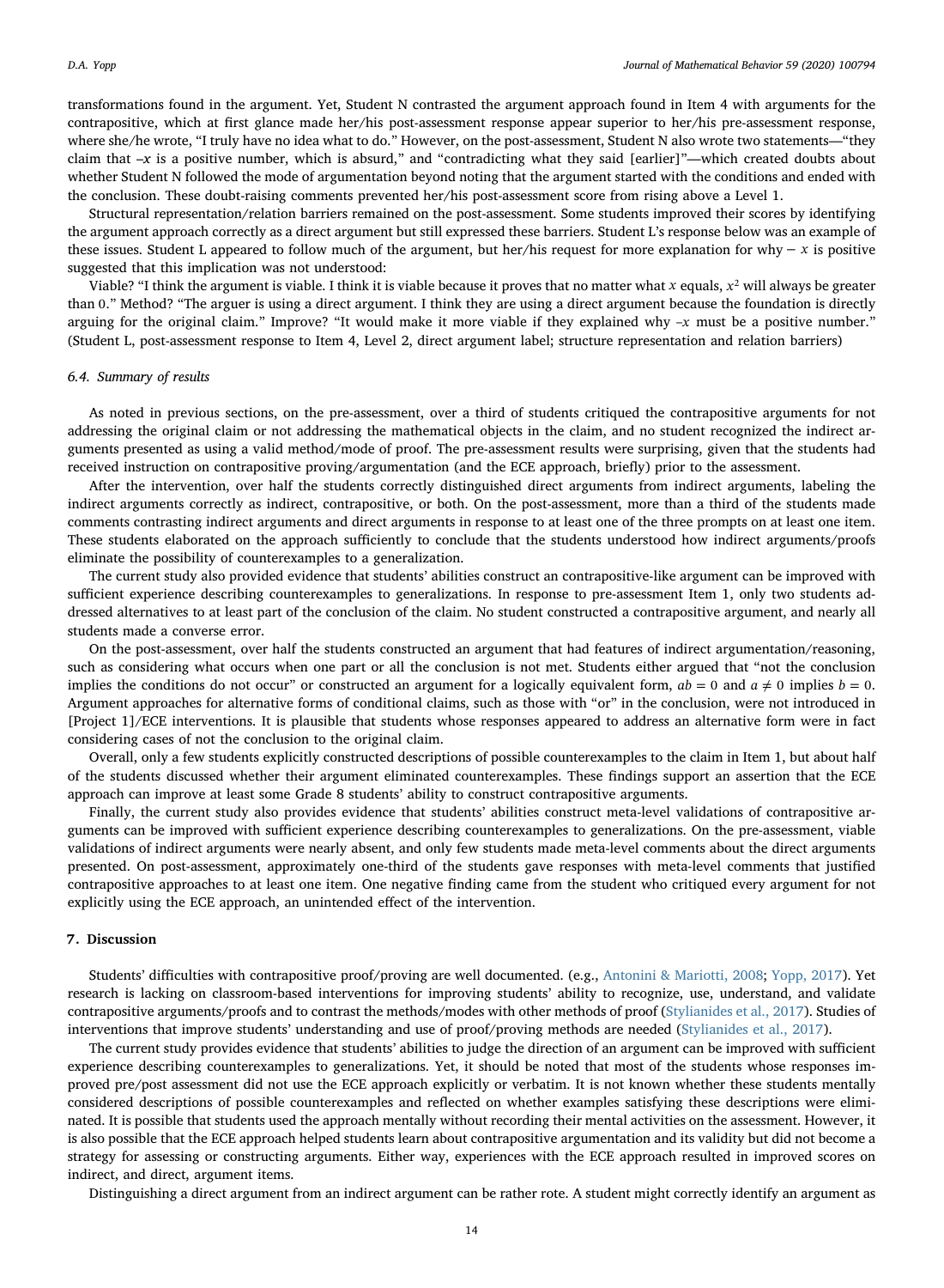transformations found in the argument. Yet, Student N contrasted the argument approach found in Item 4 with arguments for the contrapositive, which at first glance made her/his post-assessment response appear superior to her/his pre-assessment response, where she/he wrote, "I truly have no idea what to do." However, on the post-assessment, Student N also wrote two statements—"they claim that $-x$ is a positive number, which is absurd," and "contradicting what they said [earlier]"—which created doubts about whether Student N followed the mode of argumentation beyond noting that the argument started with the conditions and ended with the conclusion. These doubt-raising comments prevented her/his post-assessment score from rising above a Level 1.

Structural representation/relation barriers remained on the post-assessment. Some students improved their scores by identifying the argument approach correctly as a direct argument but still expressed these barriers. Student L's response below was an example of these issues. Student L appeared to follow much of the argument, but her/his request for more explanation for why $-x$ is positive suggested that this implication was not understood:

Viable? "I think the argument is viable. I think it is viable because it proves that no matter what $x$ equals, $x^2$ will always be greater than 0." Method? "The arguer is using a direct argument. I think they are using a direct argument because the foundation is directly arguing for the original claim." Improve? "It would make it more viable if they explained why $-x$ must be a positive number." (Student L, post-assessment response to Item 4, Level 2, direct argument label; structure representation and relation barriers)

### 6.4. Summary of results

As noted in previous sections, on the pre-assessment, over a third of students critiqued the contrapositive arguments for not addressing the original claim or not addressing the mathematical objects in the claim, and no student recognized the indirect arguments presented as using a valid method/mode of proof. The pre-assessment results were surprising, given that the students had received instruction on contrapositive proving/argumentation (and the ECE approach, briefly) prior to the assessment.

After the intervention, over half the students correctly distinguished direct arguments from indirect arguments, labeling the indirect arguments correctly as indirect, contrapositive, or both. On the post-assessment, more than a third of the students made comments contrasting indirect arguments and direct arguments in response to at least one of the three prompts on at least one item. These students elaborated on the approach sufficiently to conclude that the students understood how indirect arguments/proofs eliminate the possibility of counterexamples to a generalization.

The current study also provided evidence that students' abilities construct an contrapositive-like argument can be improved with sufficient experience describing counterexamples to generalizations. In response to pre-assessment Item 1, only two students addressed alternatives to at least part of the conclusion of the claim. No student constructed a contrapositive argument, and nearly all students made a converse error.

On the post-assessment, over half the students constructed an argument that had features of indirect argumentation/reasoning, such as considering what occurs when one part or all the conclusion is not met. Students either argued that "not the conclusion implies the conditions do not occur" or constructed an argument for a logically equivalent form, $ab = 0$ and $a \neq 0$ implies $b = 0$. Argument approaches for alternative forms of conditional claims, such as those with "or" in the conclusion, were not introduced in [Project 1]/ECE interventions. It is plausible that students whose responses appeared to address an alternative form were in fact considering cases of not the conclusion to the original claim.

Overall, only a few students explicitly constructed descriptions of possible counterexamples to the claim in Item 1, but about half of the students discussed whether their argument eliminated counterexamples. These findings support an assertion that the ECE approach can improve at least some Grade 8 students' ability to construct contrapositive arguments.

Finally, the current study also provides evidence that students' abilities construct meta-level validations of contrapositive arguments can be improved with sufficient experience describing counterexamples to generalizations. On the pre-assessment, viable validations of indirect arguments were nearly absent, and only few students made meta-level comments about the direct arguments presented. On post-assessment, approximately one-third of the students gave responses with meta-level comments that justified contrapositive approaches to at least one item. One negative finding came from the student who critiqued every argument for not explicitly using the ECE approach, an unintended effect of the intervention.

## 7. Discussion

Students' difficulties with contrapositive proof/proving are well documented. (e.g., Antonini & Mariotti, 2008; Yopp, 2017). Yet research is lacking on classroom-based interventions for improving students' ability to recognize, use, understand, and validate contrapositive arguments/proofs and to contrast the methods/modes with other methods of proof (Stylianides et al., 2017). Studies of interventions that improve students' understanding and use of proof/proving methods are needed (Stylianides et al., 2017).

The current study provides evidence that students' abilities to judge the direction of an argument can be improved with sufficient experience describing counterexamples to generalizations. Yet, it should be noted that most of the students whose responses improved pre/post assessment did not use the ECE approach explicitly or verbatim. It is not known whether these students mentally considered descriptions of possible counterexamples and reflected on whether examples satisfying these descriptions were eliminated. It is possible that students used the approach mentally without recording their mental activities on the assessment. However, it is also possible that the ECE approach helped students learn about contrapositive argumentation and its validity but did not become a strategy for assessing or constructing arguments. Either way, experiences with the ECE approach resulted in improved scores on indirect, and direct, argument items.

Distinguishing a direct argument from an indirect argument can be rather rote. A student might correctly identify an argument as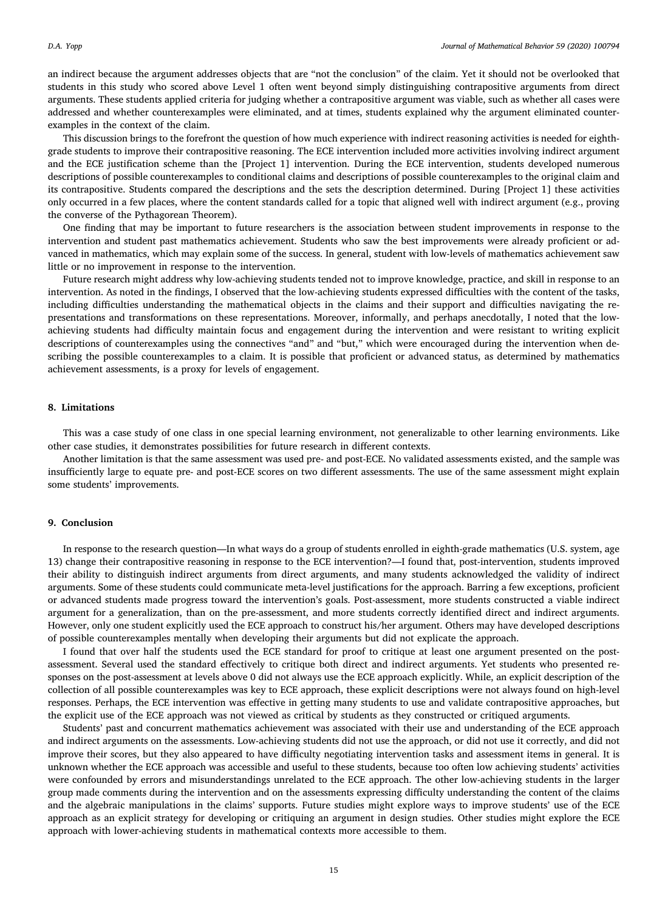an indirect because the argument addresses objects that are "not the conclusion" of the claim. Yet it should not be overlooked that students in this study who scored above Level 1 often went beyond simply distinguishing contrapositive arguments from direct arguments. These students applied criteria for judging whether a contrapositive argument was viable, such as whether all cases were addressed and whether counterexamples were eliminated, and at times, students explained why the argument eliminated counterexamples in the context of the claim.

This discussion brings to the forefront the question of how much experience with indirect reasoning activities is needed for eighth-grade students to improve their contrapositive reasoning. The ECE intervention included more activities involving indirect argument and the ECE justification scheme than the [Project 1] intervention. During the ECE intervention, students developed numerous descriptions of possible counterexamples to conditional claims and descriptions of possible counterexamples to the original claim and its contrapositive. Students compared the descriptions and the sets the description determined. During [Project 1] these activities only occurred in a few places, where the content standards called for a topic that aligned well with indirect argument (e.g., proving the converse of the Pythagorean Theorem).

One finding that may be important to future researchers is the association between student improvements in response to the intervention and student past mathematics achievement. Students who saw the best improvements were already proficient or advanced in mathematics, which may explain some of the success. In general, student with low-levels of mathematics achievement saw little or no improvement in response to the intervention.

Future research might address why low-achieving students tended not to improve knowledge, practice, and skill in response to an intervention. As noted in the findings, I observed that the low-achieving students expressed difficulties with the content of the tasks, including difficulties understanding the mathematical objects in the claims and their support and difficulties navigating the representations and transformations on these representations. Moreover, informally, and perhaps anecdotally, I noted that the low-achieving students had difficulty maintain focus and engagement during the intervention and were resistant to writing explicit descriptions of counterexamples using the connectives "and" and "but," which were encouraged during the intervention when describing the possible counterexamples to a claim. It is possible that proficient or advanced status, as determined by mathematics achievement assessments, is a proxy for levels of engagement.

## 8. Limitations

This was a case study of one class in one special learning environment, not generalizable to other learning environments. Like other case studies, it demonstrates possibilities for future research in different contexts.

Another limitation is that the same assessment was used pre- and post-ECE. No validated assessments existed, and the sample was insufficiently large to equate pre- and post-ECE scores on two different assessments. The use of the same assessment might explain some students' improvements.

## 9. Conclusion

In response to the research question—In what ways do a group of students enrolled in eighth-grade mathematics (U.S. system, age 13) change their contrapositive reasoning in response to the ECE intervention?—I found that, post-intervention, students improved their ability to distinguish indirect arguments from direct arguments, and many students acknowledged the validity of indirect arguments. Some of these students could communicate meta-level justifications for the approach. Barring a few exceptions, proficient or advanced students made progress toward the intervention's goals. Post-assessment, more students constructed a viable indirect argument for a generalization, than on the pre-assessment, and more students correctly identified direct and indirect arguments. However, only one student explicitly used the ECE approach to construct his/her argument. Others may have developed descriptions of possible counterexamples mentally when developing their arguments but did not explicate the approach.

I found that over half the students used the ECE standard for proof to critique at least one argument presented on the post-assessment. Several used the standard effectively to critique both direct and indirect arguments. Yet students who presented responses on the post-assessment at levels above 0 did not always use the ECE approach explicitly. While, an explicit description of the collection of all possible counterexamples was key to ECE approach, these explicit descriptions were not always found on high-level responses. Perhaps, the ECE intervention was effective in getting many students to use and validate contrapositive approaches, but the explicit use of the ECE approach was not viewed as critical by students as they constructed or critiqued arguments.

Students' past and concurrent mathematics achievement was associated with their use and understanding of the ECE approach and indirect arguments on the assessments. Low-achieving students did not use the approach, or did not use it correctly, and did not improve their scores, but they also appeared to have difficulty negotiating intervention tasks and assessment items in general. It is unknown whether the ECE approach was accessible and useful to these students, because too often low achieving students' activities were confounded by errors and misunderstandings unrelated to the ECE approach. The other low-achieving students in the larger group made comments during the intervention and on the assessments expressing difficulty understanding the content of the claims and the algebraic manipulations in the claims' supports. Future studies might explore ways to improve students' use of the ECE approach as an explicit strategy for developing or critiquing an argument in design studies. Other studies might explore the ECE approach with lower-achieving students in mathematical contexts more accessible to them.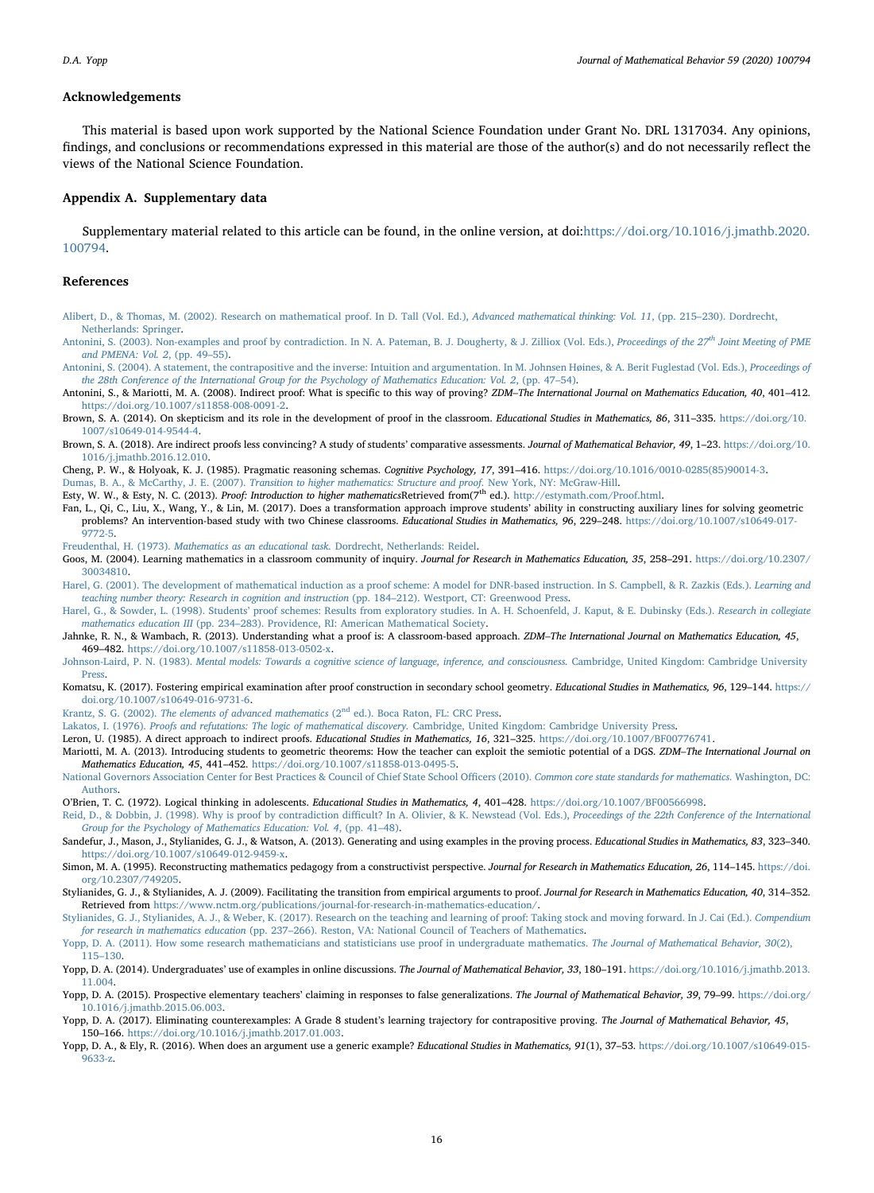## Acknowledgements

This material is based upon work supported by the National Science Foundation under Grant No. DRL 1317034. Any opinions, findings, and conclusions or recommendations expressed in this material are those of the author(s) and do not necessarily reflect the views of the National Science Foundation.

## Appendix A. Supplementary data

Supplementary material related to this article can be found, in the online version, at doi:https://doi.org/10.1016/j.jmathb.2020.100794.

## References

Alibert, D., & Thomas, M. (2002). Research on mathematical proof. In D. Tall (Vol. Ed.), *Advanced mathematical thinking: Vol. 11*, (pp. 215–230). Dordrecht, Netherlands: Springer.

Antonini, S. (2003). Non-examples and proof by contradiction. In N. A. Pateman, B. J. Dougherty, & J. Zilliox (Vol. Eds.), *Proceedings of the 27th Joint Meeting of PME and PMENA: Vol. 2*, (pp. 49–55).

Antonini, S. (2004). A statement, the contrapositive and the inverse: Intuition and argumentation. In M. Johnsen Høines, & A. Berit Fuglestad (Vol. Eds.), *Proceedings of the 28th Conference of the International Group for the Psychology of Mathematics Education: Vol. 2*, (pp. 47–54).

Antonini, S., & Mariotti, M. A. (2008). Indirect proof: What is specific to this way of proving? *ZDM–The International Journal on Mathematics Education, 40*, 401–412. https://doi.org/10.1007/s11858-008-0091-2.

Brown, S. A. (2014). On skepticism and its role in the development of proof in the classroom. *Educational Studies in Mathematics, 86*, 311–335. https://doi.org/10.1007/s10649-014-9544-4.

Brown, S. A. (2018). Are indirect proofs less convincing? A study of students' comparative assessments. *Journal of Mathematical Behavior, 49*, 1–23. https://doi.org/10.1016/j.jmathb.2016.12.010.

Cheng, P. W., & Holyoak, K. J. (1985). Pragmatic reasoning schemas. *Cognitive Psychology, 17*, 391–416. https://doi.org/10.1016/0010-0285(85)90014-3.

Dumas, B. A., & McCarthy, J. E. (2007). *Transition to higher mathematics: Structure and proof.* New York, NY: McGraw-Hill.

Esty, W. W., & Esty, N. C. (2013). *Proof: Introduction to higher mathematics*Retrieved from(7th ed.). http://estymath.com/Proof.html.

Fan, L., Qi, C., Liu, X., Wang, Y., & Lin, M. (2017). Does a transformation approach improve students' ability in constructing auxiliary lines for solving geometric problems? An intervention-based study with two Chinese classrooms. *Educational Studies in Mathematics, 96*, 229–248. https://doi.org/10.1007/s10649-017-9772-5.

Freudenthal, H. (1973). *Mathematics as an educational task.* Dordrecht, Netherlands: Reidel.

Goos, M. (2004). Learning mathematics in a classroom community of inquiry. *Journal for Research in Mathematics Education, 35*, 258–291. https://doi.org/10.2307/30034810.

Harel, G. (2001). The development of mathematical induction as a proof scheme: A model for DNR-based instruction. In S. Campbell, & R. Zazkis (Eds.). *Learning and teaching number theory: Research in cognition and instruction* (pp. 184–212). Westport, CT: Greenwood Press.

Harel, G., & Sowder, L. (1998). Students' proof schemes: Results from exploratory studies. In A. H. Schoenfeld, J. Kaput, & E. Dubinsky (Eds.). *Research in collegiate mathematics education III* (pp. 234–283). Providence, RI: American Mathematical Society.

Jahnke, R. N., & Wambach, R. (2013). Understanding what a proof is: A classroom-based approach. *ZDM–The International Journal on Mathematics Education, 45*, 469–482. https://doi.org/10.1007/s11858-013-0502-x.

Johnson-Laird, P. N. (1983). *Mental models: Towards a cognitive science of language, inference, and consciousness.* Cambridge, United Kingdom: Cambridge University Press.

Komatsu, K. (2017). Fostering empirical examination after proof construction in secondary school geometry. *Educational Studies in Mathematics, 96*, 129–144. https://doi.org/10.1007/s10649-016-9731-6.

Krantz, S. G. (2002). *The elements of advanced mathematics* (2nd ed.). Boca Raton, FL: CRC Press.

Lakatos, I. (1976). *Proofs and refutations: The logic of mathematical discovery.* Cambridge, United Kingdom: Cambridge University Press.

Leron, U. (1985). A direct approach to indirect proofs. *Educational Studies in Mathematics, 16*, 321–325. https://doi.org/10.1007/BF00776741.

Mariotti, M. A. (2013). Introducing students to geometric theorems: How the teacher can exploit the semiotic potential of a DGS. *ZDM–The International Journal on Mathematics Education, 45*, 441–452. https://doi.org/10.1007/s11858-013-0495-5.

National Governors Association Center for Best Practices & Council of Chief State School Officers (2010). *Common core state standards for mathematics.* Washington, DC: Authors.

O'Brien, T. C. (1972). Logical thinking in adolescents. *Educational Studies in Mathematics, 4*, 401–428. https://doi.org/10.1007/BF00566998.

Reid, D., & Dobbin, J. (1998). Why is proof by contradiction difficult? In A. Olivier, & K. Newstead (Vol. Eds.), *Proceedings of the 22th Conference of the International Group for the Psychology of Mathematics Education: Vol. 4*, (pp. 41–48).

Sandefur, J., Mason, J., Stylianides, G. J., & Watson, A. (2013). Generating and using examples in the proving process. *Educational Studies in Mathematics, 83*, 323–340. https://doi.org/10.1007/s10649-012-9459-x.

Simon, M. A. (1995). Reconstructing mathematics pedagogy from a constructivist perspective. *Journal for Research in Mathematics Education, 26*, 114–145. https://doi.org/10.2307/749205.

Stylianides, G. J., & Stylianides, A. J. (2009). Facilitating the transition from empirical arguments to proof. *Journal for Research in Mathematics Education, 40*, 314–352. Retrieved from https://www.nctm.org/publications/journal-for-research-in-mathematics-education/.

Stylianides, G. J., Stylianides, A. J., & Weber, K. (2017). Research on the teaching and learning of proof: Taking stock and moving forward. In J. Cai (Ed.). *Compendium for research in mathematics education* (pp. 237–266). Reston, VA: National Council of Teachers of Mathematics.

Yopp, D. A. (2011). How some research mathematicians and statisticians use proof in undergraduate mathematics. *The Journal of Mathematical Behavior, 30*(2), 115–130.

Yopp, D. A. (2014). Undergraduates' use of examples in online discussions. *The Journal of Mathematical Behavior, 33*, 180–191. https://doi.org/10.1016/j.jmathb.2013.11.004.

Yopp, D. A. (2015). Prospective elementary teachers' claiming in responses to false generalizations. *The Journal of Mathematical Behavior, 39*, 79–99. https://doi.org/10.1016/j.jmathb.2015.06.003.

Yopp, D. A. (2017). Eliminating counterexamples: A Grade 8 student's learning trajectory for contrapositive proving. *The Journal of Mathematical Behavior, 45*, 150–166. https://doi.org/10.1016/j.jmathb.2017.01.003.

Yopp, D. A., & Ely, R. (2016). When does an argument use a generic example? *Educational Studies in Mathematics, 91*(1), 37–53. https://doi.org/10.1007/s10649-015-9633-z.